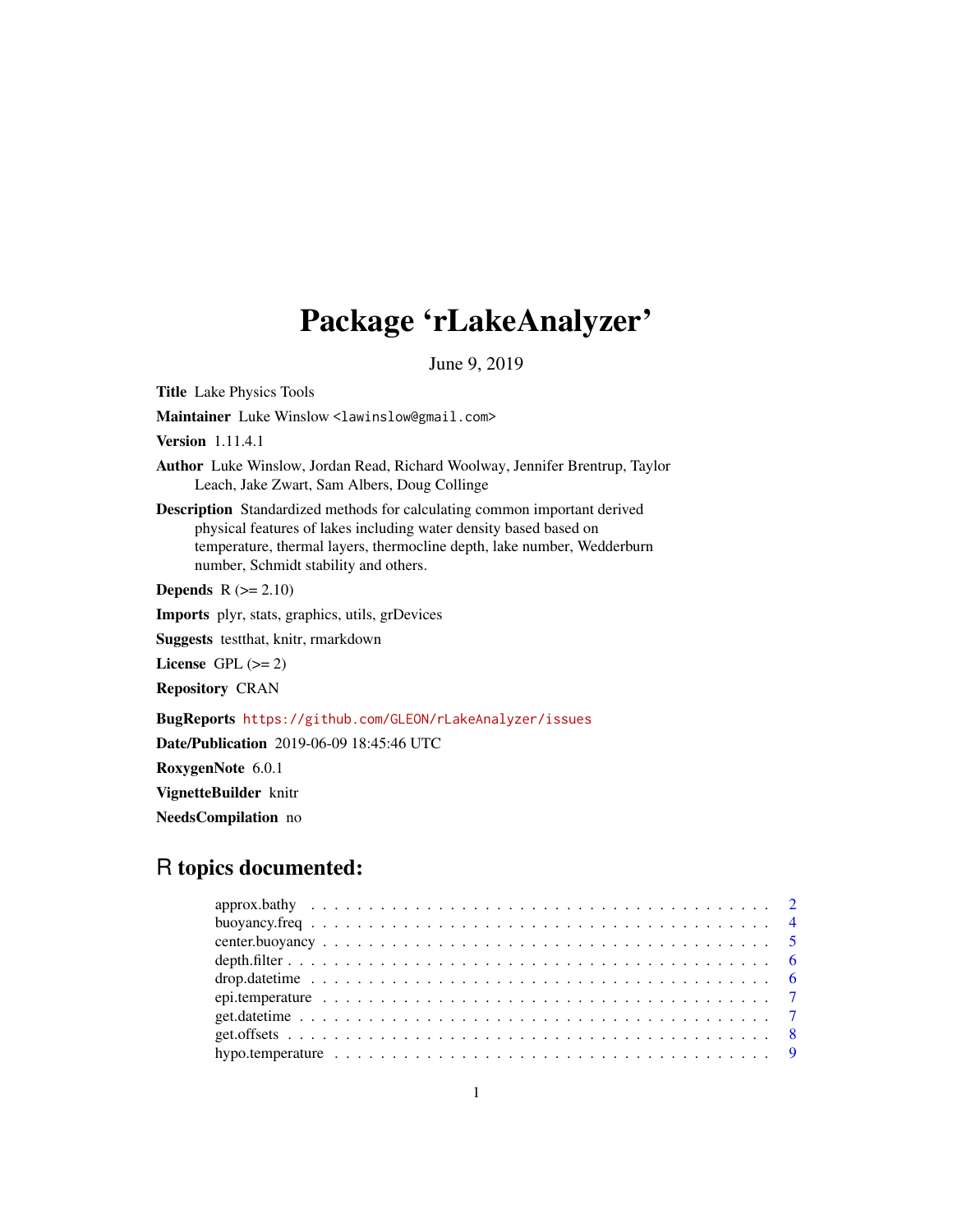# Package 'rLakeAnalyzer'

June 9, 2019

**Title** Lake Physics Tools

**Maintainer** Luke Winslow <lawinslow@gmail.com>

**Version** 1.11.4.1

**Author** Luke Winslow, Jordan Read, Richard Woolway, Jennifer Brentrup, Taylor Leach, Jake Zwart, Sam Albers, Doug Collinge

**Description** Standardized methods for calculating common important derived physical features of lakes including water density based based on temperature, thermal layers, thermocline depth, lake number, Wedderburn number, Schmidt stability and others.

**Depends** R (>= 2.10)

**Imports** plyr, stats, graphics, utils, grDevices

**Suggests** testthat, knitr, rmarkdown

**License** GPL (>= 2)

**Repository** CRAN

**BugReports** https://github.com/GLEON/rLakeAnalyzer/issues

**Date/Publication** 2019-06-09 18:45:46 UTC

**RoxygenNote** 6.0.1

**VignetteBuilder** knitr

**NeedsCompilation** no

## R topics documented:

- approx.bathy . . . . . 2
- buoyancy.freq . . . . . 4
- center.buoyancy . . . . . 5
- depth.filter . . . . . 6
- drop.datetime . . . . . 6
- epi.temperature . . . . . 7
- get.datetime . . . . . 7
- get.offsets . . . . . 8
- hypo.temperature . . . . . 9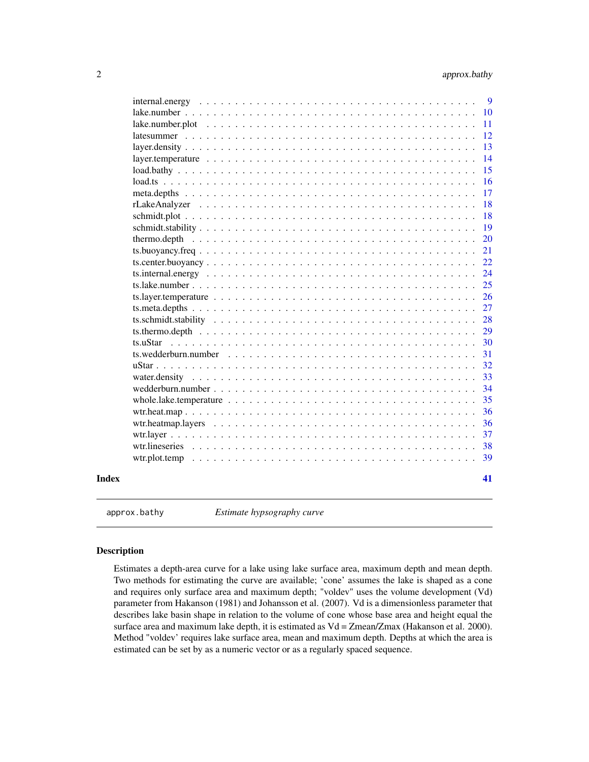| | |
|---|---|
| internal.energy | 9 |
| lake.number | 10 |
| lake.number.plot | 11 |
| latesummer | 12 |
| layer.density | 13 |
| layer.temperature | 14 |
| load.bathy | 15 |
| load.ts | 16 |
| meta.depths | 17 |
| rLakeAnalyzer | 18 |
| schmidt.plot | 18 |
| schmidt.stability | 19 |
| thermo.depth | 20 |
| ts.buoyancy.freq | 21 |
| ts.center.buoyancy | 22 |
| ts.internal.energy | 24 |
| ts.lake.number | 25 |
| ts.layer.temperature | 26 |
| ts.meta.depths | 27 |
| ts.schmidt.stability | 28 |
| ts.thermo.depth | 29 |
| ts.uStar | 30 |
| ts.wedderburn.number | 31 |
| uStar | 32 |
| water.density | 33 |
| wedderburn.number | 34 |
| whole.lake.temperature | 35 |
| wtr.heat.map | 36 |
| wtr.heatmap.layers | 36 |
| wtr.layer | 37 |
| wtr.lineseries | 38 |
| wtr.plot.temp | 39 |
| **Index** | **41** |

---

`approx.bathy` *Estimate hypsography curve*

---

### Description

Estimates a depth-area curve for a lake using lake surface area, maximum depth and mean depth. Two methods for estimating the curve are available; 'cone' assumes the lake is shaped as a cone and requires only surface area and maximum depth; "voldev" uses the volume development (Vd) parameter from Hakanson (1981) and Johansson et al. (2007). Vd is a dimensionless parameter that describes lake basin shape in relation to the volume of cone whose base area and height equal the surface area and maximum lake depth, it is estimated as Vd = Zmean/Zmax (Hakanson et al. 2000). Method "voldev' requires lake surface area, mean and maximum depth. Depths at which the area is estimated can be set by as a numeric vector or as a regularly spaced sequence.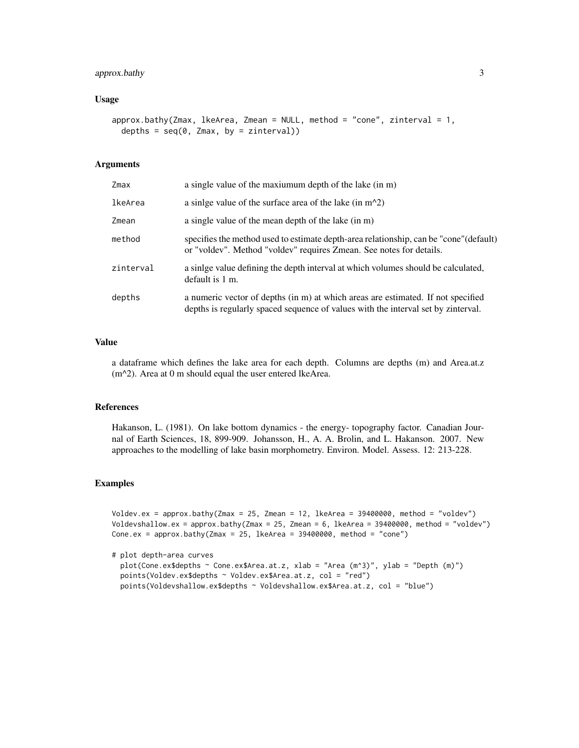## Usage

```
approx.bathy(Zmax, lkeArea, Zmean = NULL, method = "cone", zinterval = 1,
  depths = seq(0, Zmax, by = zinterval))
```

## Arguments

| | |
|---|---|
| Zmax | a single value of the maxiumum depth of the lake (in m) |
| lkeArea | a sinlge value of the surface area of the lake (in m^2) |
| Zmean | a single value of the mean depth of the lake (in m) |
| method | specifies the method used to estimate depth-area relationship, can be "cone"(default) or "voldev". Method "voldev" requires Zmean. See notes for details. |
| zinterval | a sinlge value defining the depth interval at which volumes should be calculated, default is 1 m. |
| depths | a numeric vector of depths (in m) at which areas are estimated. If not specified depths is regularly spaced sequence of values with the interval set by zinterval. |

## Value

a dataframe which defines the lake area for each depth. Columns are depths (m) and Area.at.z (m^2). Area at 0 m should equal the user entered lkeArea.

## References

Hakanson, L. (1981). On lake bottom dynamics - the energy- topography factor. Canadian Journal of Earth Sciences, 18, 899-909. Johansson, H., A. A. Brolin, and L. Hakanson. 2007. New approaches to the modelling of lake basin morphometry. Environ. Model. Assess. 12: 213-228.

## Examples

```
Voldev.ex = approx.bathy(Zmax = 25, Zmean = 12, lkeArea = 39400000, method = "voldev")
Voldevshallow.ex = approx.bathy(Zmax = 25, Zmean = 6, lkeArea = 39400000, method = "voldev")
Cone.ex = approx.bathy(Zmax = 25, lkeArea = 39400000, method = "cone")

# plot depth-area curves
  plot(Cone.ex$depths ~ Cone.ex$Area.at.z, xlab = "Area (m^3)", ylab = "Depth (m)")
  points(Voldev.ex$depths ~ Voldev.ex$Area.at.z, col = "red")
  points(Voldevshallow.ex$depths ~ Voldevshallow.ex$Area.at.z, col = "blue")
```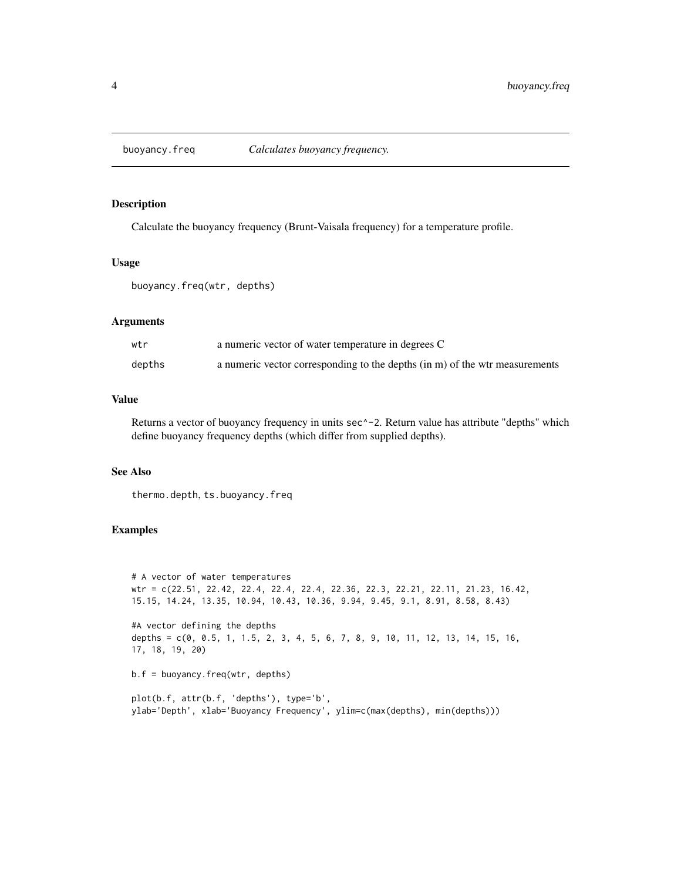## buoyancy.freq — *Calculates buoyancy frequency.*

### Description

Calculate the buoyancy frequency (Brunt-Vaisala frequency) for a temperature profile.

### Usage

```
buoyancy.freq(wtr, depths)
```

### Arguments

| | |
|---|---|
| `wtr` | a numeric vector of water temperature in degrees C |
| `depths` | a numeric vector corresponding to the depths (in m) of the wtr measurements |

### Value

Returns a vector of buoyancy frequency in units `sec^-2`. Return value has attribute "depths" which define buoyancy frequency depths (which differ from supplied depths).

### See Also

`thermo.depth`, `ts.buoyancy.freq`

### Examples

```
# A vector of water temperatures
wtr = c(22.51, 22.42, 22.4, 22.4, 22.4, 22.36, 22.3, 22.21, 22.11, 21.23, 16.42,
15.15, 14.24, 13.35, 10.94, 10.43, 10.36, 9.94, 9.45, 9.1, 8.91, 8.58, 8.43)

#A vector defining the depths
depths = c(0, 0.5, 1, 1.5, 2, 3, 4, 5, 6, 7, 8, 9, 10, 11, 12, 13, 14, 15, 16,
17, 18, 19, 20)

b.f = buoyancy.freq(wtr, depths)

plot(b.f, attr(b.f, 'depths'), type='b',
ylab='Depth', xlab='Buoyancy Frequency', ylim=c(max(depths), min(depths)))
```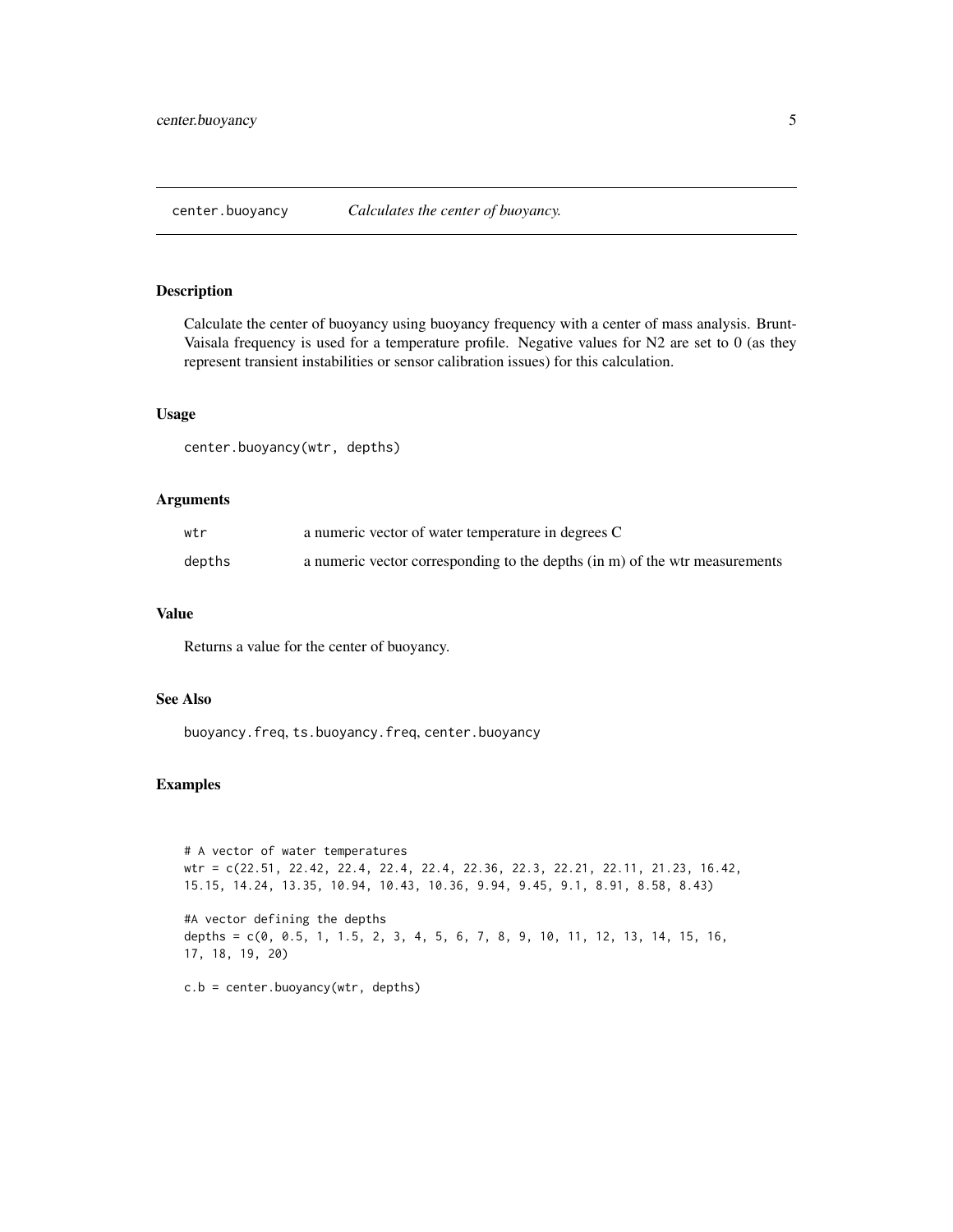## center.buoyancy — *Calculates the center of buoyancy.*

### Description

Calculate the center of buoyancy using buoyancy frequency with a center of mass analysis. Brunt-Vaisala frequency is used for a temperature profile. Negative values for N2 are set to 0 (as they represent transient instabilities or sensor calibration issues) for this calculation.

### Usage

```
center.buoyancy(wtr, depths)
```

### Arguments

| | |
|---|---|
| wtr | a numeric vector of water temperature in degrees C |
| depths | a numeric vector corresponding to the depths (in m) of the wtr measurements |

### Value

Returns a value for the center of buoyancy.

### See Also

buoyancy.freq, ts.buoyancy.freq, center.buoyancy

### Examples

```
# A vector of water temperatures
wtr = c(22.51, 22.42, 22.4, 22.4, 22.4, 22.36, 22.3, 22.21, 22.11, 21.23, 16.42,
15.15, 14.24, 13.35, 10.94, 10.43, 10.36, 9.94, 9.45, 9.1, 8.91, 8.58, 8.43)

#A vector defining the depths
depths = c(0, 0.5, 1, 1.5, 2, 3, 4, 5, 6, 7, 8, 9, 10, 11, 12, 13, 14, 15, 16,
17, 18, 19, 20)

c.b = center.buoyancy(wtr, depths)
```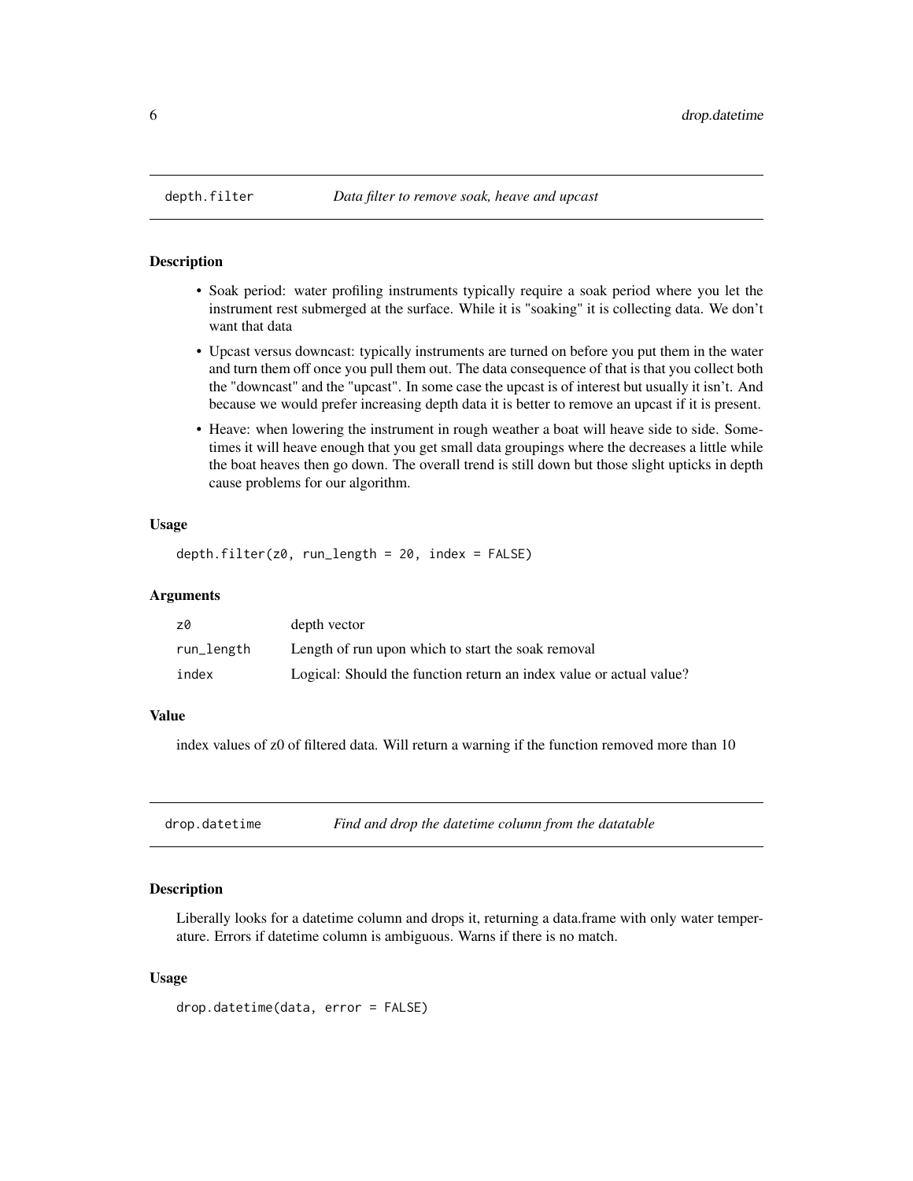## depth.filter — *Data filter to remove soak, heave and upcast*

### Description

- Soak period: water profiling instruments typically require a soak period where you let the instrument rest submerged at the surface. While it is "soaking" it is collecting data. We don't want that data
- Upcast versus downcast: typically instruments are turned on before you put them in the water and turn them off once you pull them out. The data consequence of that is that you collect both the "downcast" and the "upcast". In some case the upcast is of interest but usually it isn't. And because we would prefer increasing depth data it is better to remove an upcast if it is present.
- Heave: when lowering the instrument in rough weather a boat will heave side to side. Sometimes it will heave enough that you get small data groupings where the decreases a little while the boat heaves then go down. The overall trend is still down but those slight upticks in depth cause problems for our algorithm.

### Usage

```
depth.filter(z0, run_length = 20, index = FALSE)
```

### Arguments

| | |
|---|---|
| z0 | depth vector |
| run_length | Length of run upon which to start the soak removal |
| index | Logical: Should the function return an index value or actual value? |

### Value

index values of z0 of filtered data. Will return a warning if the function removed more than 10

## drop.datetime — *Find and drop the datetime column from the datatable*

### Description

Liberally looks for a datetime column and drops it, returning a data.frame with only water temperature. Errors if datetime column is ambiguous. Warns if there is no match.

### Usage

```
drop.datetime(data, error = FALSE)
```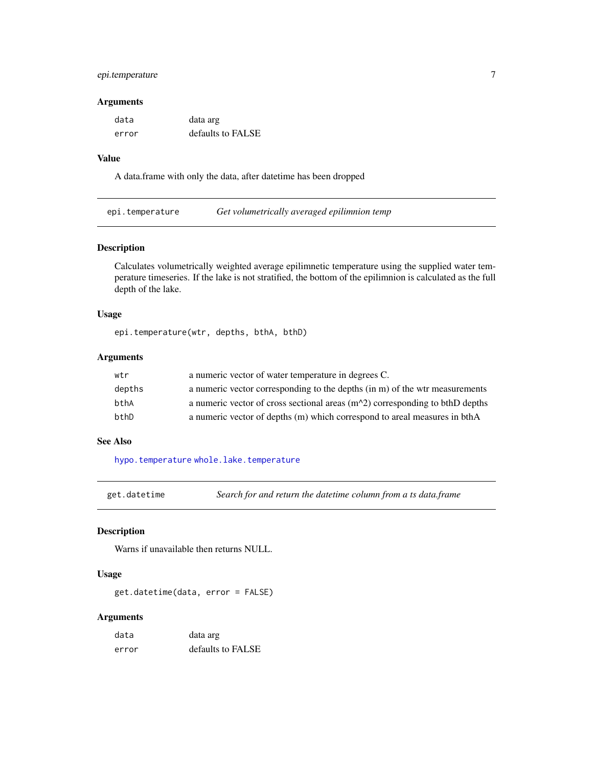### Arguments

| | |
|---|---|
| data | data arg |
| error | defaults to FALSE |

### Value

A data.frame with only the data, after datetime has been dropped

---

## epi.temperature — *Get volumetrically averaged epilimnion temp*

### Description

Calculates volumetrically weighted average epilimnetic temperature using the supplied water temperature timeseries. If the lake is not stratified, the bottom of the epilimnion is calculated as the full depth of the lake.

### Usage

```
epi.temperature(wtr, depths, bthA, bthD)
```

### Arguments

| | |
|---|---|
| wtr | a numeric vector of water temperature in degrees C. |
| depths | a numeric vector corresponding to the depths (in m) of the wtr measurements |
| bthA | a numeric vector of cross sectional areas (m^2) corresponding to bthD depths |
| bthD | a numeric vector of depths (m) which correspond to areal measures in bthA |

### See Also

hypo.temperature whole.lake.temperature

---

## get.datetime — *Search for and return the datetime column from a ts data.frame*

### Description

Warns if unavailable then returns NULL.

### Usage

```
get.datetime(data, error = FALSE)
```

### Arguments

| | |
|---|---|
| data | data arg |
| error | defaults to FALSE |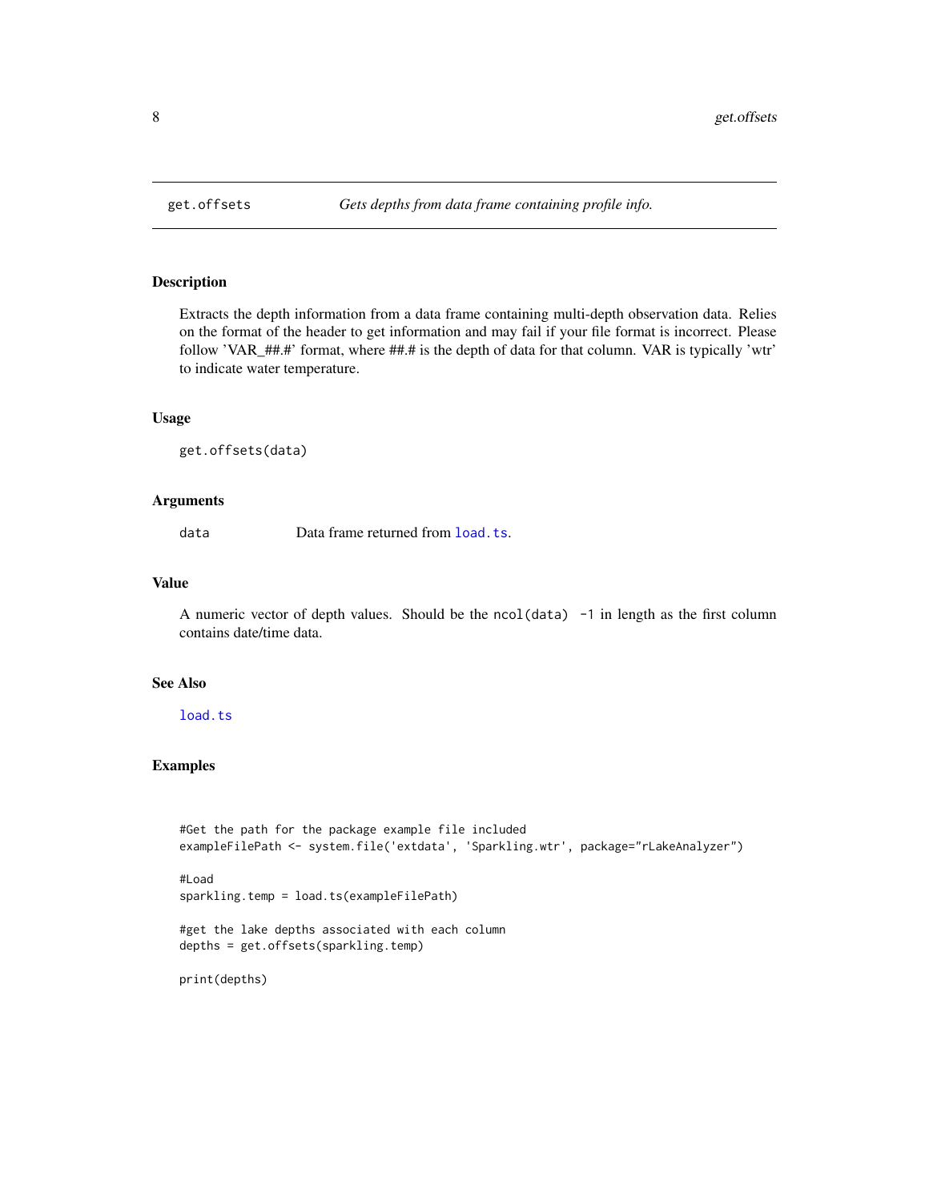get.offsets *Gets depths from data frame containing profile info.*

## Description

Extracts the depth information from a data frame containing multi-depth observation data. Relies on the format of the header to get information and may fail if your file format is incorrect. Please follow 'VAR_##.#' format, where ##.# is the depth of data for that column. VAR is typically 'wtr' to indicate water temperature.

## Usage

```
get.offsets(data)
```

## Arguments

| | |
|---|---|
| data | Data frame returned from `load.ts`. |

## Value

A numeric vector of depth values. Should be the `ncol(data) -1` in length as the first column contains date/time data.

## See Also

`load.ts`

## Examples

```
#Get the path for the package example file included
exampleFilePath <- system.file('extdata', 'Sparkling.wtr', package="rLakeAnalyzer")

#Load
sparkling.temp = load.ts(exampleFilePath)

#get the lake depths associated with each column
depths = get.offsets(sparkling.temp)

print(depths)
```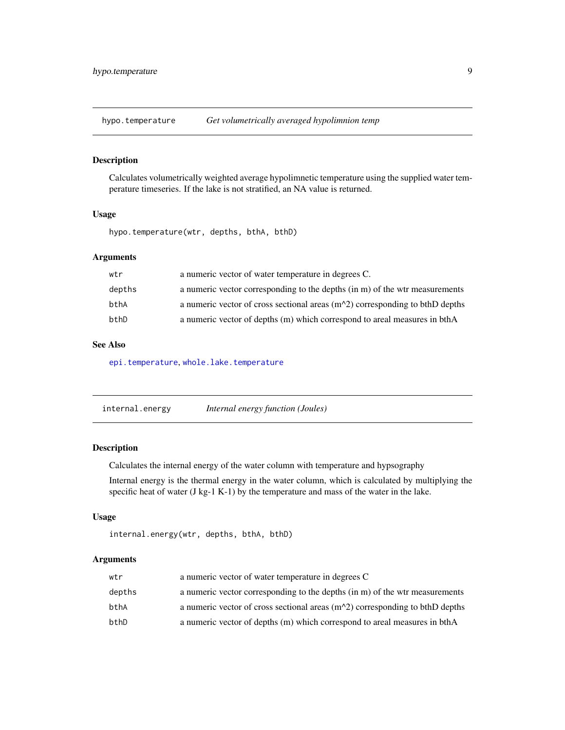## hypo.temperature — *Get volumetrically averaged hypolimnion temp*

### Description

Calculates volumetrically weighted average hypolimnetic temperature using the supplied water temperature timeseries. If the lake is not stratified, an NA value is returned.

### Usage

```
hypo.temperature(wtr, depths, bthA, bthD)
```

### Arguments

| | |
|---|---|
| wtr | a numeric vector of water temperature in degrees C. |
| depths | a numeric vector corresponding to the depths (in m) of the wtr measurements |
| bthA | a numeric vector of cross sectional areas (m^2) corresponding to bthD depths |
| bthD | a numeric vector of depths (m) which correspond to areal measures in bthA |

### See Also

epi.temperature, whole.lake.temperature

## internal.energy — *Internal energy function (Joules)*

### Description

Calculates the internal energy of the water column with temperature and hypsography

Internal energy is the thermal energy in the water column, which is calculated by multiplying the specific heat of water (J kg-1 K-1) by the temperature and mass of the water in the lake.

### Usage

```
internal.energy(wtr, depths, bthA, bthD)
```

### Arguments

| | |
|---|---|
| wtr | a numeric vector of water temperature in degrees C |
| depths | a numeric vector corresponding to the depths (in m) of the wtr measurements |
| bthA | a numeric vector of cross sectional areas (m^2) corresponding to bthD depths |
| bthD | a numeric vector of depths (m) which correspond to areal measures in bthA |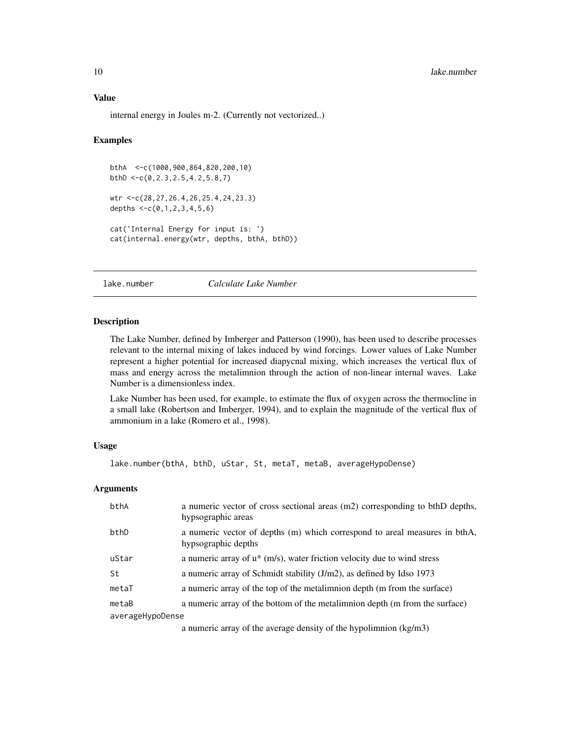### Value

internal energy in Joules m-2. (Currently not vectorized..)

### Examples

```
bthA  <-c(1000,900,864,820,200,10)
bthD <-c(0,2.3,2.5,4.2,5.8,7)

wtr <-c(28,27,26.4,26,25.4,24,23.3)
depths <-c(0,1,2,3,4,5,6)

cat('Internal Energy for input is: ')
cat(internal.energy(wtr, depths, bthA, bthD))
```

---

## lake.number — *Calculate Lake Number*

---

### Description

The Lake Number, defined by Imberger and Patterson (1990), has been used to describe processes relevant to the internal mixing of lakes induced by wind forcings. Lower values of Lake Number represent a higher potential for increased diapycnal mixing, which increases the vertical flux of mass and energy across the metalimnion through the action of non-linear internal waves. Lake Number is a dimensionless index.

Lake Number has been used, for example, to estimate the flux of oxygen across the thermocline in a small lake (Robertson and Imberger, 1994), and to explain the magnitude of the vertical flux of ammonium in a lake (Romero et al., 1998).

### Usage

```
lake.number(bthA, bthD, uStar, St, metaT, metaB, averageHypoDense)
```

### Arguments

| | |
|---|---|
| bthA | a numeric vector of cross sectional areas (m2) corresponding to bthD depths, hypsographic areas |
| bthD | a numeric vector of depths (m) which correspond to areal measures in bthA, hypsographic depths |
| uStar | a numeric array of u* (m/s), water friction velocity due to wind stress |
| St | a numeric array of Schmidt stability (J/m2), as defined by Idso 1973 |
| metaT | a numeric array of the top of the metalimnion depth (m from the surface) |
| metaB | a numeric array of the bottom of the metalimnion depth (m from the surface) |
| averageHypoDense | a numeric array of the average density of the hypolimnion (kg/m3) |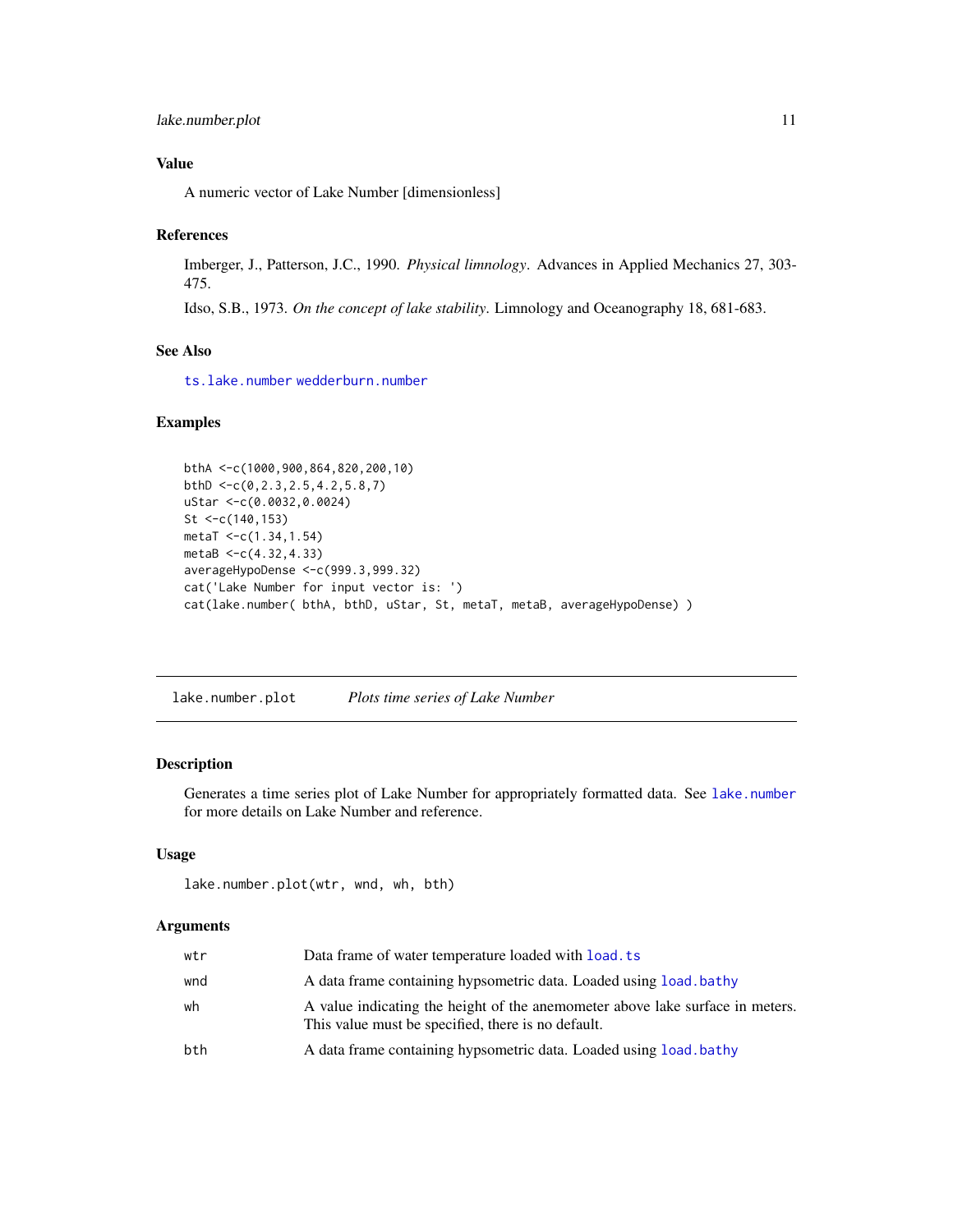## Value

A numeric vector of Lake Number [dimensionless]

## References

Imberger, J., Patterson, J.C., 1990. *Physical limnology*. Advances in Applied Mechanics 27, 303-475.

Idso, S.B., 1973. *On the concept of lake stability*. Limnology and Oceanography 18, 681-683.

## See Also

ts.lake.number wedderburn.number

## Examples

```
bthA <-c(1000,900,864,820,200,10)
bthD <-c(0,2.3,2.5,4.2,5.8,7)
uStar <-c(0.0032,0.0024)
St <-c(140,153)
metaT <-c(1.34,1.54)
metaB <-c(4.32,4.33)
averageHypoDense <-c(999.3,999.32)
cat('Lake Number for input vector is: ')
cat(lake.number( bthA, bthD, uStar, St, metaT, metaB, averageHypoDense) )
```

---

# lake.number.plot *Plots time series of Lake Number*

## Description

Generates a time series plot of Lake Number for appropriately formatted data. See lake.number for more details on Lake Number and reference.

## Usage

```
lake.number.plot(wtr, wnd, wh, bth)
```

## Arguments

| | |
|---|---|
| wtr | Data frame of water temperature loaded with load.ts |
| wnd | A data frame containing hypsometric data. Loaded using load.bathy |
| wh | A value indicating the height of the anemometer above lake surface in meters. This value must be specified, there is no default. |
| bth | A data frame containing hypsometric data. Loaded using load.bathy |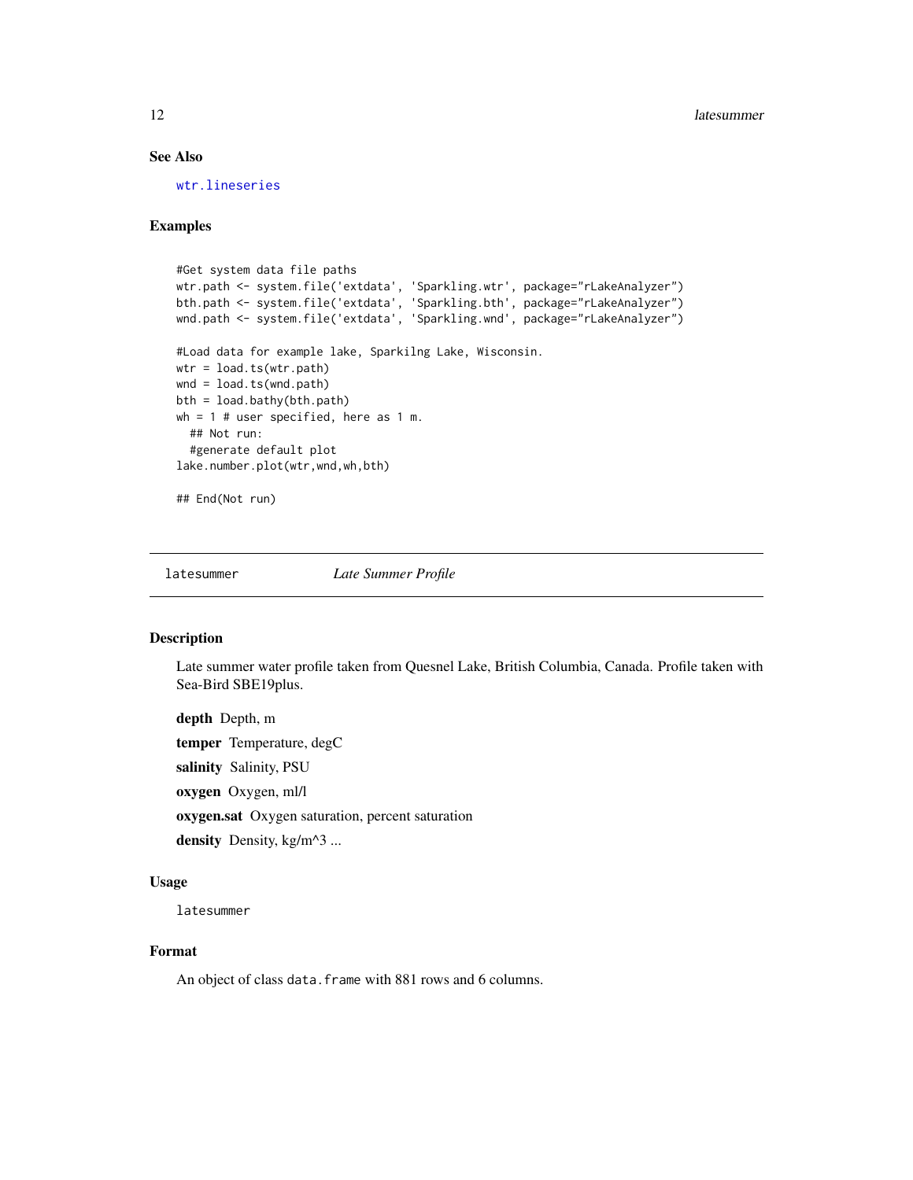### See Also

wtr.lineseries

### Examples

```
#Get system data file paths
wtr.path <- system.file('extdata', 'Sparkling.wtr', package="rLakeAnalyzer")
bth.path <- system.file('extdata', 'Sparkling.bth', package="rLakeAnalyzer")
wnd.path <- system.file('extdata', 'Sparkling.wnd', package="rLakeAnalyzer")

#Load data for example lake, Sparkilng Lake, Wisconsin.
wtr = load.ts(wtr.path)
wnd = load.ts(wnd.path)
bth = load.bathy(bth.path)
wh = 1 # user specified, here as 1 m.
  ## Not run:
  #generate default plot
lake.number.plot(wtr,wnd,wh,bth)

## End(Not run)
```

---

## latesummer *Late Summer Profile*

### Description

Late summer water profile taken from Quesnel Lake, British Columbia, Canada. Profile taken with Sea-Bird SBE19plus.

**depth** Depth, m

**temper** Temperature, degC

**salinity** Salinity, PSU

**oxygen** Oxygen, ml/l

**oxygen.sat** Oxygen saturation, percent saturation

**density** Density, kg/m^3 ...

### Usage

```
latesummer
```

### Format

An object of class `data.frame` with 881 rows and 6 columns.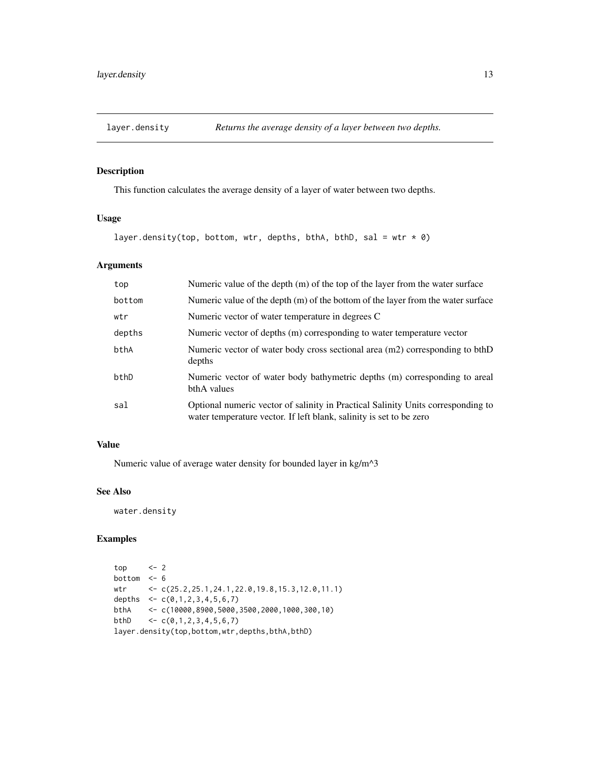## layer.density *Returns the average density of a layer between two depths.*

### Description

This function calculates the average density of a layer of water between two depths.

### Usage

```
layer.density(top, bottom, wtr, depths, bthA, bthD, sal = wtr * 0)
```

### Arguments

| | |
|---|---|
| top | Numeric value of the depth (m) of the top of the layer from the water surface |
| bottom | Numeric value of the depth (m) of the bottom of the layer from the water surface |
| wtr | Numeric vector of water temperature in degrees C |
| depths | Numeric vector of depths (m) corresponding to water temperature vector |
| bthA | Numeric vector of water body cross sectional area (m2) corresponding to bthD depths |
| bthD | Numeric vector of water body bathymetric depths (m) corresponding to areal bthA values |
| sal | Optional numeric vector of salinity in Practical Salinity Units corresponding to water temperature vector. If left blank, salinity is set to be zero |

### Value

Numeric value of average water density for bounded layer in kg/m^3

### See Also

water.density

### Examples

```
top     <- 2
bottom  <- 6
wtr     <- c(25.2,25.1,24.1,22.0,19.8,15.3,12.0,11.1)
depths  <- c(0,1,2,3,4,5,6,7)
bthA    <- c(10000,8900,5000,3500,2000,1000,300,10)
bthD    <- c(0,1,2,3,4,5,6,7)
layer.density(top,bottom,wtr,depths,bthA,bthD)
```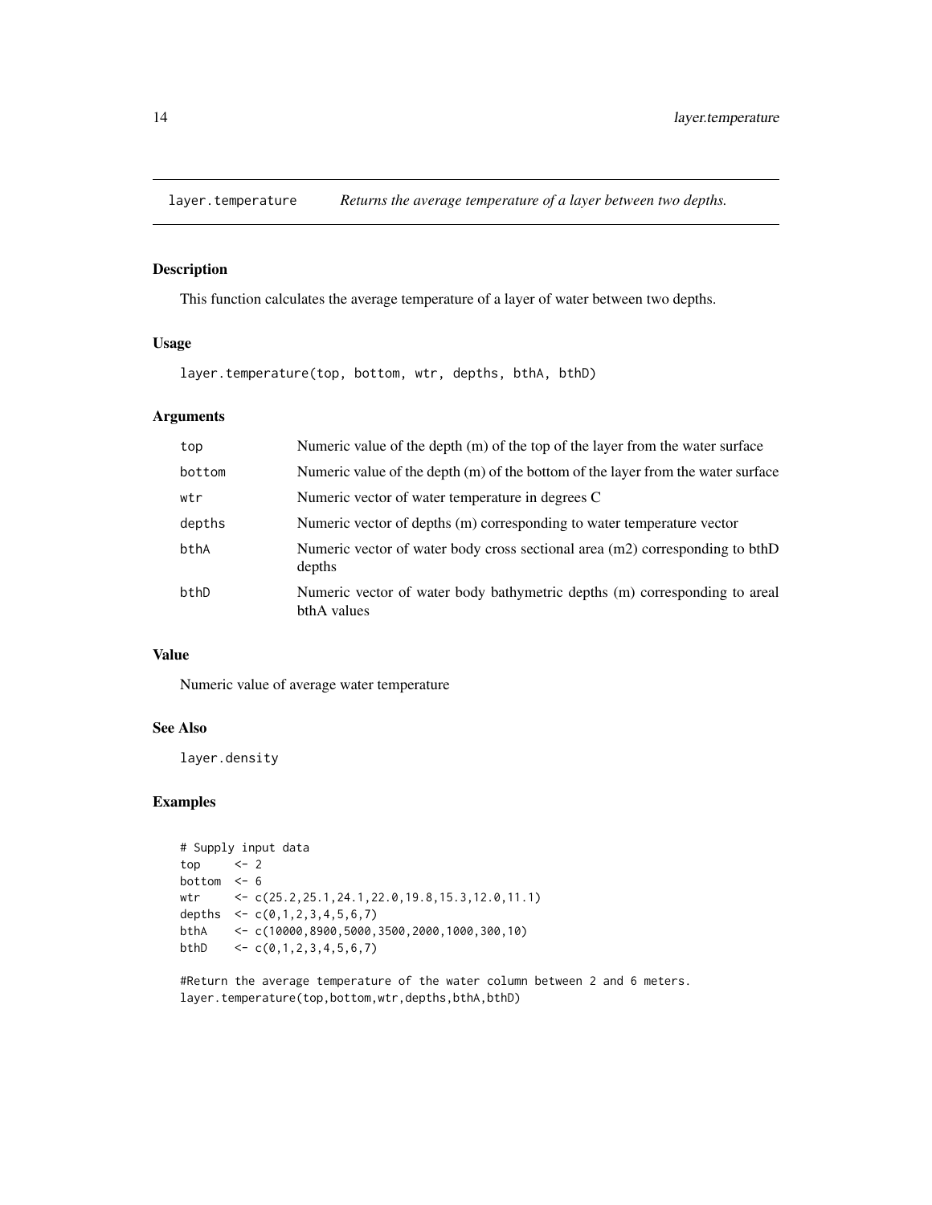# layer.temperature — *Returns the average temperature of a layer between two depths.*

## Description

This function calculates the average temperature of a layer of water between two depths.

## Usage

```
layer.temperature(top, bottom, wtr, depths, bthA, bthD)
```

## Arguments

| Argument | Description |
|---|---|
| `top` | Numeric value of the depth (m) of the top of the layer from the water surface |
| `bottom` | Numeric value of the depth (m) of the bottom of the layer from the water surface |
| `wtr` | Numeric vector of water temperature in degrees C |
| `depths` | Numeric vector of depths (m) corresponding to water temperature vector |
| `bthA` | Numeric vector of water body cross sectional area (m2) corresponding to bthD depths |
| `bthD` | Numeric vector of water body bathymetric depths (m) corresponding to areal bthA values |

## Value

Numeric value of average water temperature

## See Also

`layer.density`

## Examples

```
# Supply input data
top     <- 2
bottom  <- 6
wtr     <- c(25.2,25.1,24.1,22.0,19.8,15.3,12.0,11.1)
depths  <- c(0,1,2,3,4,5,6,7)
bthA    <- c(10000,8900,5000,3500,2000,1000,300,10)
bthD    <- c(0,1,2,3,4,5,6,7)

#Return the average temperature of the water column between 2 and 6 meters.
layer.temperature(top,bottom,wtr,depths,bthA,bthD)
```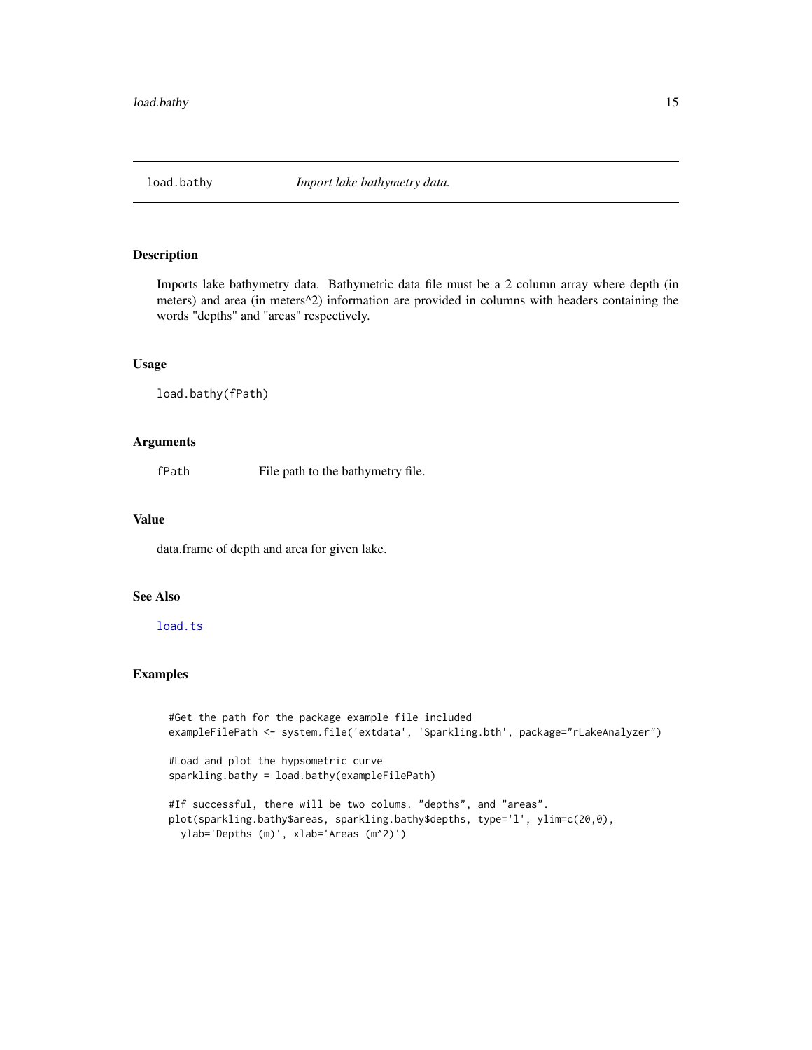# load.bathy — *Import lake bathymetry data.*

## Description

Imports lake bathymetry data. Bathymetric data file must be a 2 column array where depth (in meters) and area (in meters^2) information are provided in columns with headers containing the words "depths" and "areas" respectively.

## Usage

```
load.bathy(fPath)
```

## Arguments

| | |
|---|---|
| fPath | File path to the bathymetry file. |

## Value

data.frame of depth and area for given lake.

## See Also

load.ts

## Examples

```
#Get the path for the package example file included
exampleFilePath <- system.file('extdata', 'Sparkling.bth', package="rLakeAnalyzer")

#Load and plot the hypsometric curve
sparkling.bathy = load.bathy(exampleFilePath)

#If successful, there will be two colums. "depths", and "areas".
plot(sparkling.bathy$areas, sparkling.bathy$depths, type='l', ylim=c(20,0),
  ylab='Depths (m)', xlab='Areas (m^2)')
```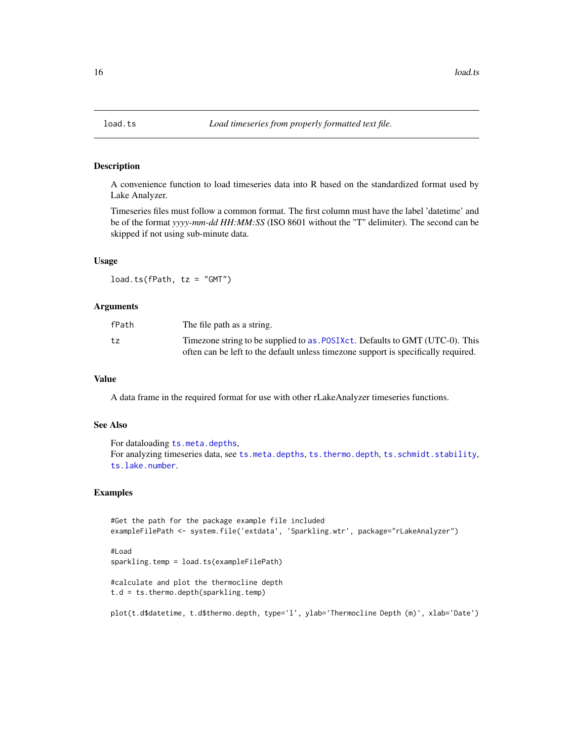# load.ts *Load timeseries from properly formatted text file.*

## Description

A convenience function to load timeseries data into R based on the standardized format used by Lake Analyzer.

Timeseries files must follow a common format. The first column must have the label 'datetime' and be of the format *yyyy-mm-dd HH:MM:SS* (ISO 8601 without the "T" delimiter). The second can be skipped if not using sub-minute data.

## Usage

```
load.ts(fPath, tz = "GMT")
```

## Arguments

| | |
|---|---|
| fPath | The file path as a string. |
| tz | Timezone string to be supplied to `as.POSIXct`. Defaults to GMT (UTC-0). This often can be left to the default unless timezone support is specifically required. |

## Value

A data frame in the required format for use with other rLakeAnalyzer timeseries functions.

## See Also

For dataloading `ts.meta.depths`,
For analyzing timeseries data, see `ts.meta.depths`, `ts.thermo.depth`, `ts.schmidt.stability`, `ts.lake.number`.

## Examples

```
#Get the path for the package example file included
exampleFilePath <- system.file('extdata', 'Sparkling.wtr', package="rLakeAnalyzer")

#Load
sparkling.temp = load.ts(exampleFilePath)

#calculate and plot the thermocline depth
t.d = ts.thermo.depth(sparkling.temp)

plot(t.d$datetime, t.d$thermo.depth, type='l', ylab='Thermocline Depth (m)', xlab='Date')
```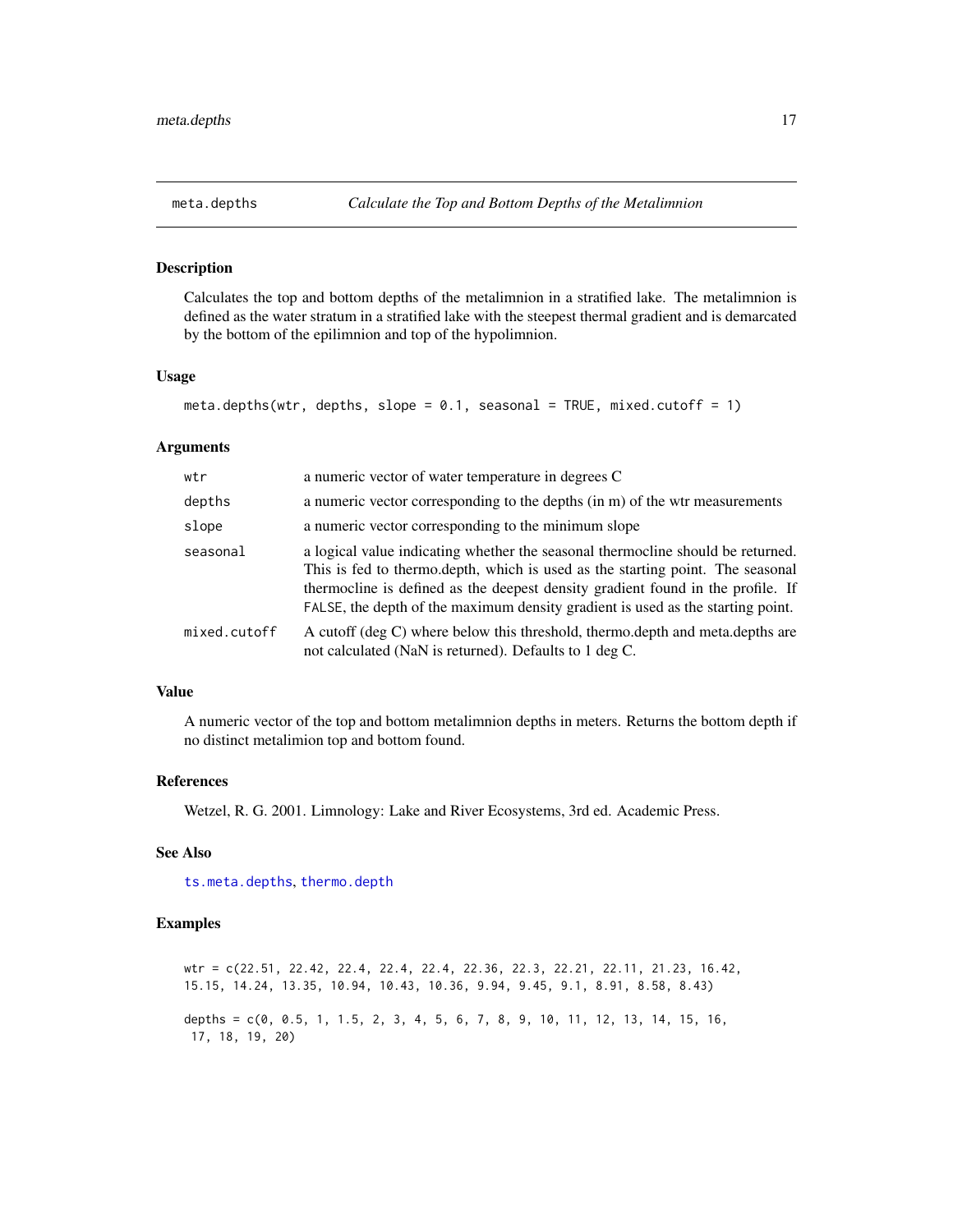## meta.depths — *Calculate the Top and Bottom Depths of the Metalimnion*

### Description

Calculates the top and bottom depths of the metalimnion in a stratified lake. The metalimnion is defined as the water stratum in a stratified lake with the steepest thermal gradient and is demarcated by the bottom of the epilimnion and top of the hypolimnion.

### Usage

```
meta.depths(wtr, depths, slope = 0.1, seasonal = TRUE, mixed.cutoff = 1)
```

### Arguments

| | |
|---|---|
| `wtr` | a numeric vector of water temperature in degrees C |
| `depths` | a numeric vector corresponding to the depths (in m) of the wtr measurements |
| `slope` | a numeric vector corresponding to the minimum slope |
| `seasonal` | a logical value indicating whether the seasonal thermocline should be returned. This is fed to thermo.depth, which is used as the starting point. The seasonal thermocline is defined as the deepest density gradient found in the profile. If `FALSE`, the depth of the maximum density gradient is used as the starting point. |
| `mixed.cutoff` | A cutoff (deg C) where below this threshold, thermo.depth and meta.depths are not calculated (NaN is returned). Defaults to 1 deg C. |

### Value

A numeric vector of the top and bottom metalimnion depths in meters. Returns the bottom depth if no distinct metalimion top and bottom found.

### References

Wetzel, R. G. 2001. Limnology: Lake and River Ecosystems, 3rd ed. Academic Press.

### See Also

ts.meta.depths, thermo.depth

### Examples

```
wtr = c(22.51, 22.42, 22.4, 22.4, 22.4, 22.36, 22.3, 22.21, 22.11, 21.23, 16.42,
15.15, 14.24, 13.35, 10.94, 10.43, 10.36, 9.94, 9.45, 9.1, 8.91, 8.58, 8.43)

depths = c(0, 0.5, 1, 1.5, 2, 3, 4, 5, 6, 7, 8, 9, 10, 11, 12, 13, 14, 15, 16,
 17, 18, 19, 20)
```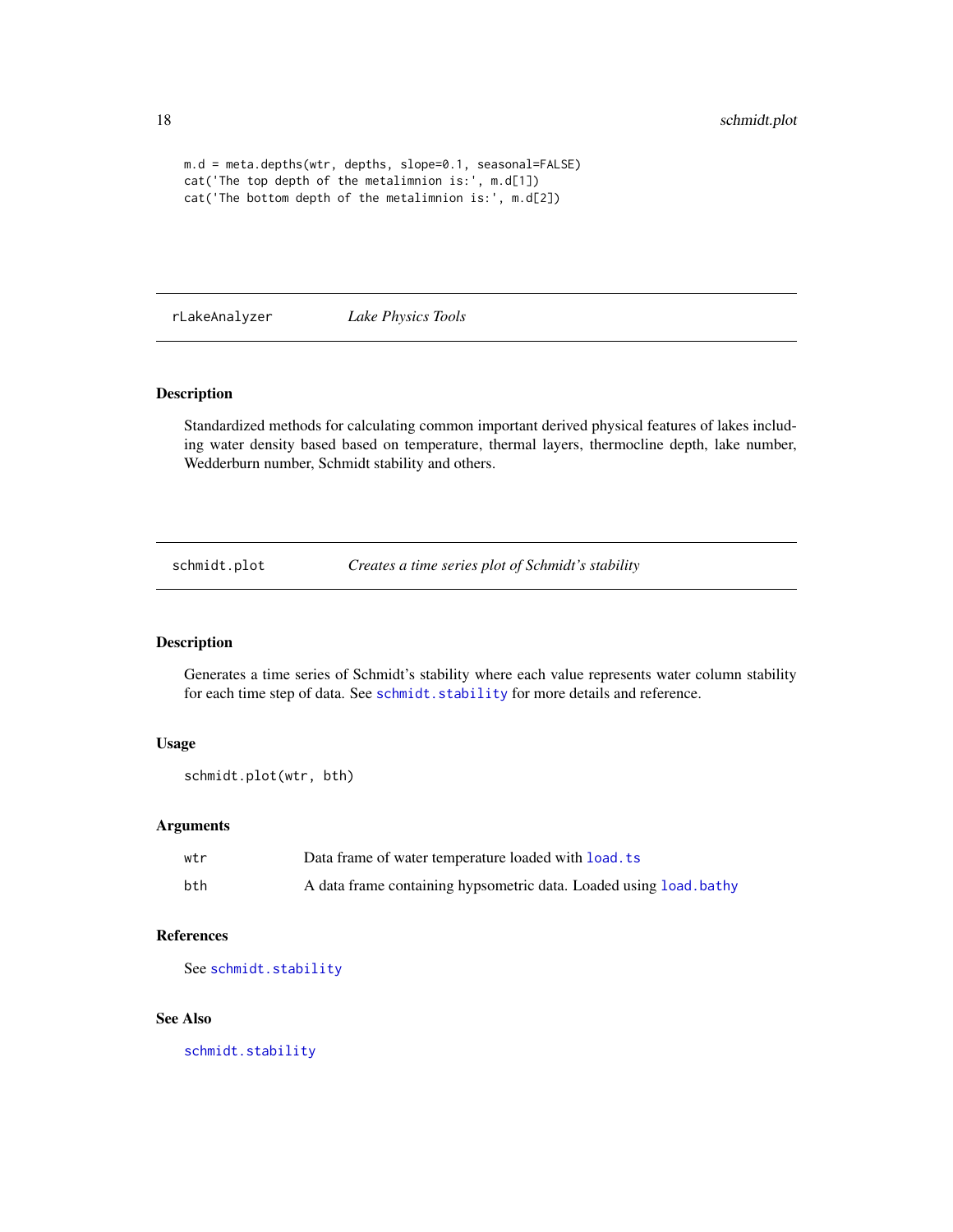```
m.d = meta.depths(wtr, depths, slope=0.1, seasonal=FALSE)
cat('The top depth of the metalimnion is:', m.d[1])
cat('The bottom depth of the metalimnion is:', m.d[2])
```

## rLakeAnalyzer — *Lake Physics Tools*

### Description

Standardized methods for calculating common important derived physical features of lakes including water density based based on temperature, thermal layers, thermocline depth, lake number, Wedderburn number, Schmidt stability and others.

## schmidt.plot — *Creates a time series plot of Schmidt's stability*

### Description

Generates a time series of Schmidt's stability where each value represents water column stability for each time step of data. See `schmidt.stability` for more details and reference.

### Usage

```
schmidt.plot(wtr, bth)
```

### Arguments

| | |
|---|---|
| wtr | Data frame of water temperature loaded with `load.ts` |
| bth | A data frame containing hypsometric data. Loaded using `load.bathy` |

### References

See `schmidt.stability`

### See Also

`schmidt.stability`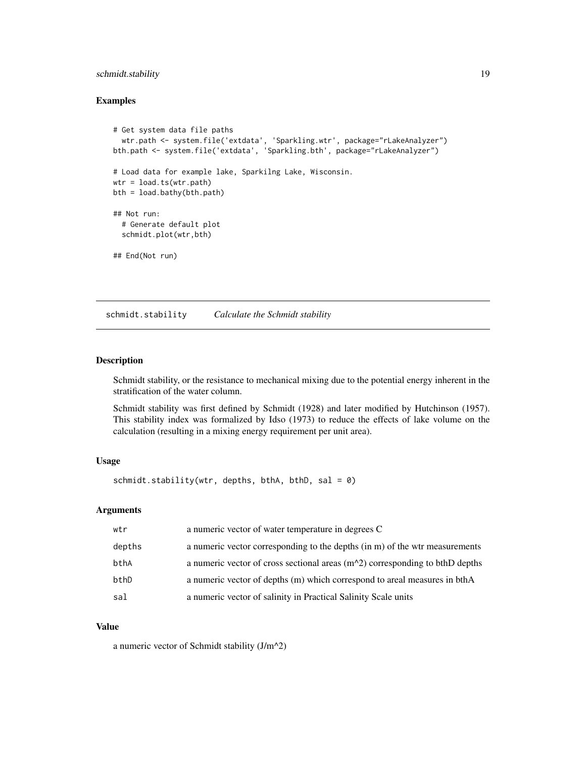## Examples

```
# Get system data file paths
  wtr.path <- system.file('extdata', 'Sparkling.wtr', package="rLakeAnalyzer")
bth.path <- system.file('extdata', 'Sparkling.bth', package="rLakeAnalyzer")

# Load data for example lake, Sparkilng Lake, Wisconsin.
wtr = load.ts(wtr.path)
bth = load.bathy(bth.path)

## Not run:
  # Generate default plot
  schmidt.plot(wtr,bth)

## End(Not run)
```

---

# schmidt.stability *Calculate the Schmidt stability*

---

## Description

Schmidt stability, or the resistance to mechanical mixing due to the potential energy inherent in the stratification of the water column.

Schmidt stability was first defined by Schmidt (1928) and later modified by Hutchinson (1957). This stability index was formalized by Idso (1973) to reduce the effects of lake volume on the calculation (resulting in a mixing energy requirement per unit area).

## Usage

```
schmidt.stability(wtr, depths, bthA, bthD, sal = 0)
```

## Arguments

| | |
|---|---|
| wtr | a numeric vector of water temperature in degrees C |
| depths | a numeric vector corresponding to the depths (in m) of the wtr measurements |
| bthA | a numeric vector of cross sectional areas (m^2) corresponding to bthD depths |
| bthD | a numeric vector of depths (m) which correspond to areal measures in bthA |
| sal | a numeric vector of salinity in Practical Salinity Scale units |

## Value

a numeric vector of Schmidt stability (J/m^2)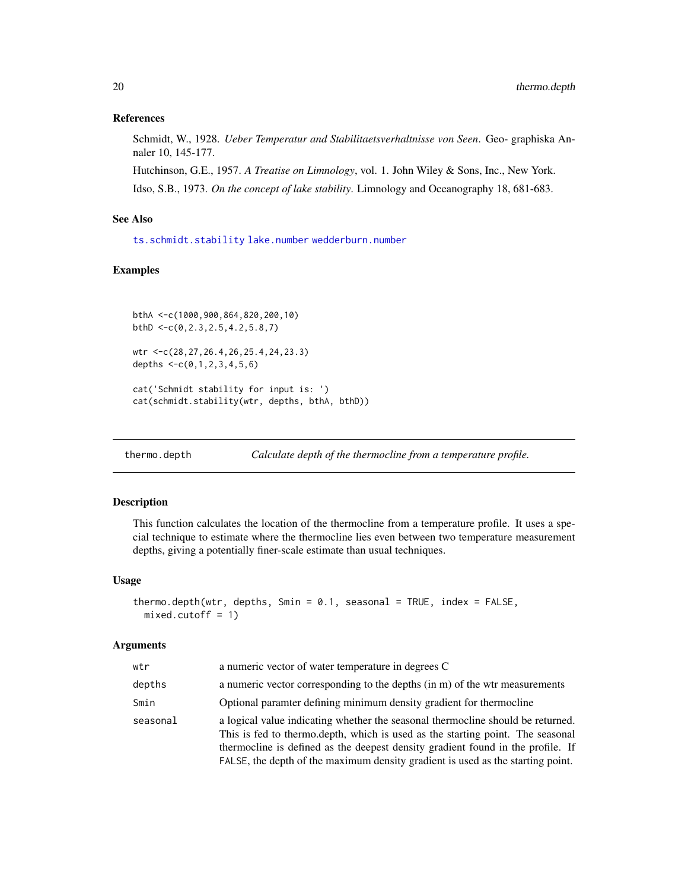### References

Schmidt, W., 1928. *Ueber Temperatur and Stabilitaetsverhaltnisse von Seen*. Geo- graphiska Annaler 10, 145-177.

Hutchinson, G.E., 1957. *A Treatise on Limnology*, vol. 1. John Wiley & Sons, Inc., New York.

Idso, S.B., 1973. *On the concept of lake stability*. Limnology and Oceanography 18, 681-683.

### See Also

ts.schmidt.stability lake.number wedderburn.number

### Examples

```
bthA <-c(1000,900,864,820,200,10)
bthD <-c(0,2.3,2.5,4.2,5.8,7)

wtr <-c(28,27,26.4,26,25.4,24,23.3)
depths <-c(0,1,2,3,4,5,6)

cat('Schmidt stability for input is: ')
cat(schmidt.stability(wtr, depths, bthA, bthD))
```

---

## thermo.depth — *Calculate depth of the thermocline from a temperature profile.*

### Description

This function calculates the location of the thermocline from a temperature profile. It uses a special technique to estimate where the thermocline lies even between two temperature measurement depths, giving a potentially finer-scale estimate than usual techniques.

### Usage

```
thermo.depth(wtr, depths, Smin = 0.1, seasonal = TRUE, index = FALSE,
  mixed.cutoff = 1)
```

### Arguments

| | |
|---|---|
| wtr | a numeric vector of water temperature in degrees C |
| depths | a numeric vector corresponding to the depths (in m) of the wtr measurements |
| Smin | Optional paramter defining minimum density gradient for thermocline |
| seasonal | a logical value indicating whether the seasonal thermocline should be returned. This is fed to thermo.depth, which is used as the starting point. The seasonal thermocline is defined as the deepest density gradient found in the profile. If FALSE, the depth of the maximum density gradient is used as the starting point. |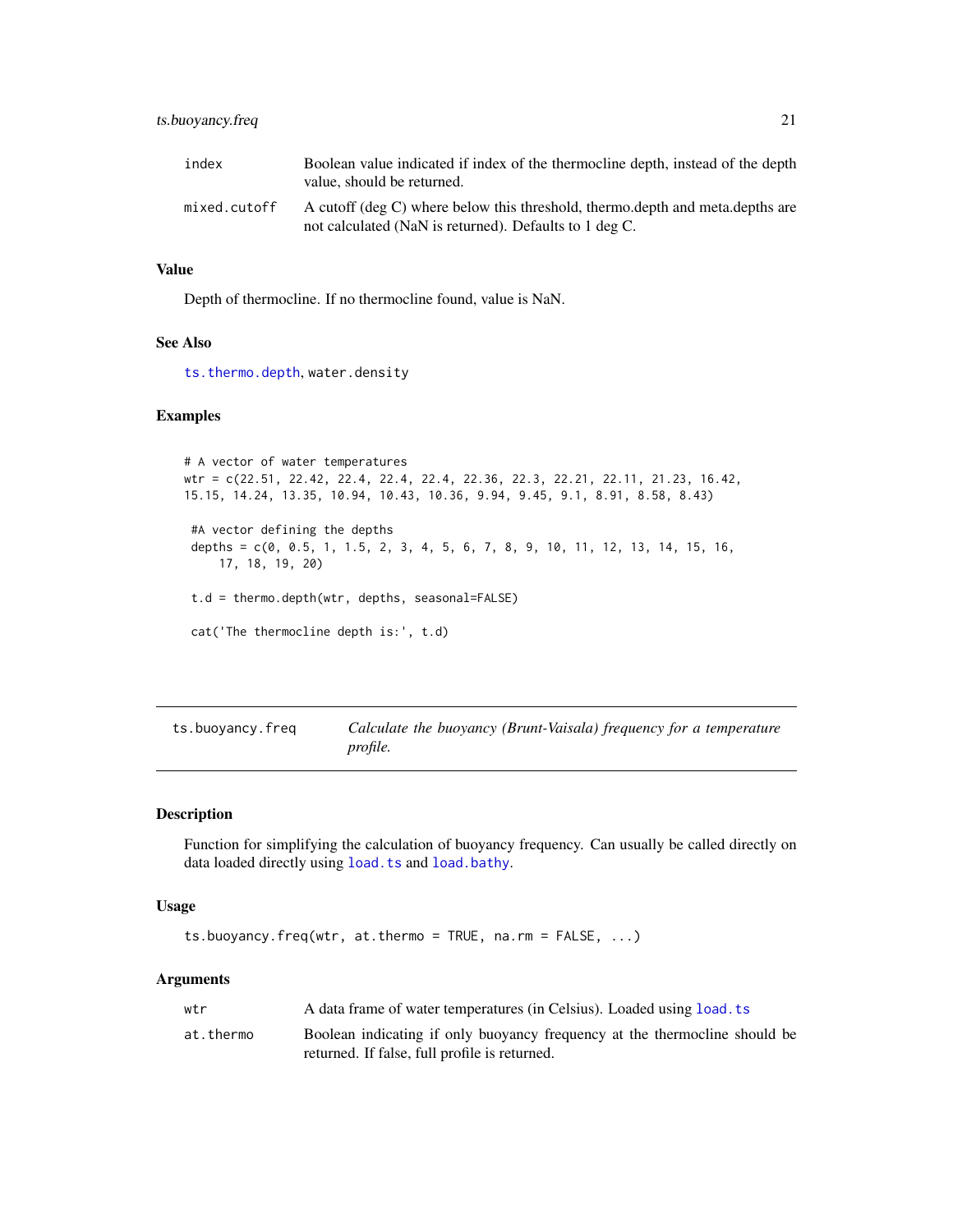| | |
|---|---|
| index | Boolean value indicated if index of the thermocline depth, instead of the depth value, should be returned. |
| mixed.cutoff | A cutoff (deg C) where below this threshold, thermo.depth and meta.depths are not calculated (NaN is returned). Defaults to 1 deg C. |

### Value

Depth of thermocline. If no thermocline found, value is NaN.

### See Also

ts.thermo.depth, water.density

### Examples

```
# A vector of water temperatures
wtr = c(22.51, 22.42, 22.4, 22.4, 22.4, 22.36, 22.3, 22.21, 22.11, 21.23, 16.42,
15.15, 14.24, 13.35, 10.94, 10.43, 10.36, 9.94, 9.45, 9.1, 8.91, 8.58, 8.43)

 #A vector defining the depths
 depths = c(0, 0.5, 1, 1.5, 2, 3, 4, 5, 6, 7, 8, 9, 10, 11, 12, 13, 14, 15, 16,
     17, 18, 19, 20)

 t.d = thermo.depth(wtr, depths, seasonal=FALSE)

 cat('The thermocline depth is:', t.d)
```

---

## ts.buoyancy.freq — *Calculate the buoyancy (Brunt-Vaisala) frequency for a temperature profile.*

### Description

Function for simplifying the calculation of buoyancy frequency. Can usually be called directly on data loaded directly using load.ts and load.bathy.

### Usage

```
ts.buoyancy.freq(wtr, at.thermo = TRUE, na.rm = FALSE, ...)
```

### Arguments

| | |
|---|---|
| wtr | A data frame of water temperatures (in Celsius). Loaded using load.ts |
| at.thermo | Boolean indicating if only buoyancy frequency at the thermocline should be returned. If false, full profile is returned. |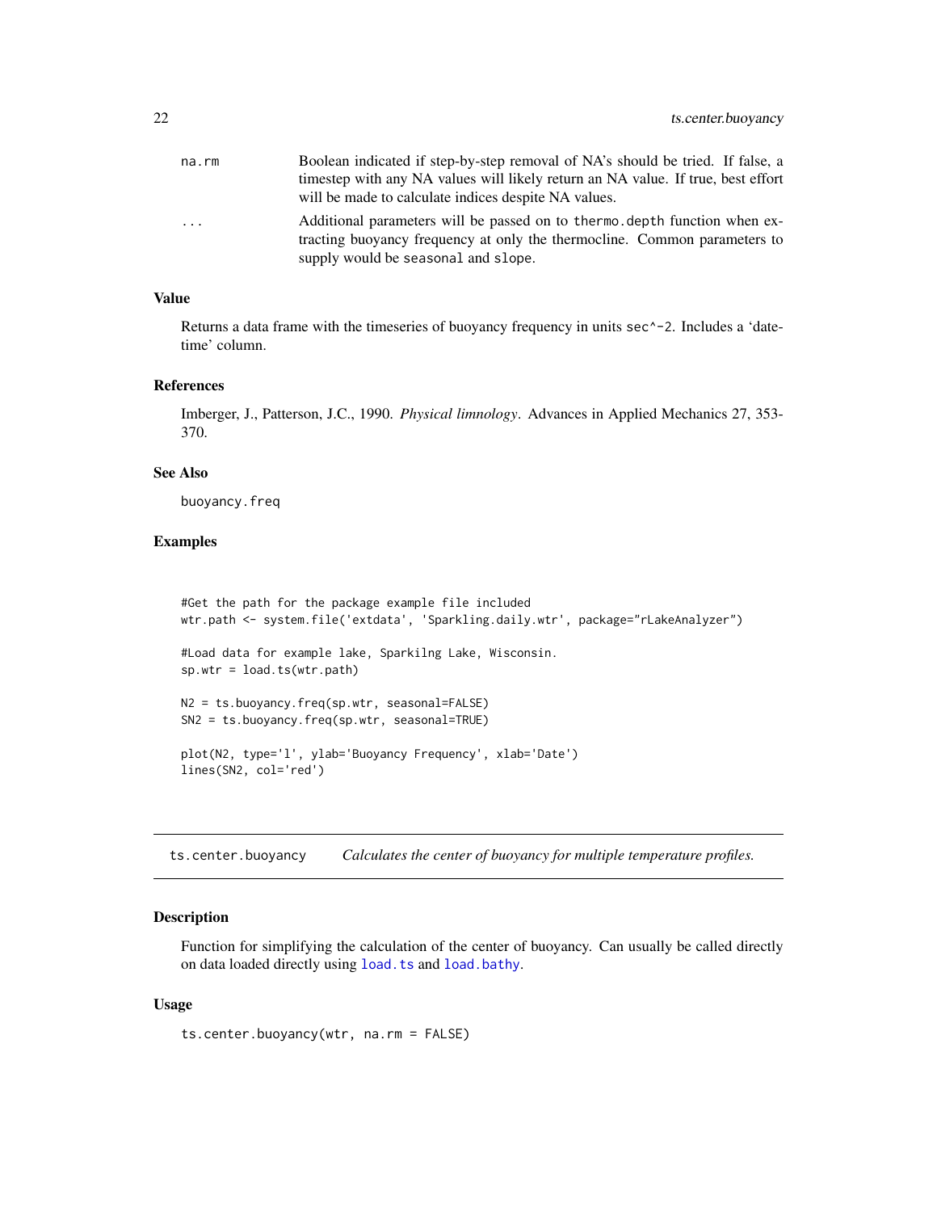| | |
|---|---|
| na.rm | Boolean indicated if step-by-step removal of NA's should be tried. If false, a timestep with any NA values will likely return an NA value. If true, best effort will be made to calculate indices despite NA values. |
| ... | Additional parameters will be passed on to thermo.depth function when extracting buoyancy frequency at only the thermocline. Common parameters to supply would be seasonal and slope. |

### Value

Returns a data frame with the timeseries of buoyancy frequency in units sec^-2. Includes a 'datetime' column.

### References

Imberger, J., Patterson, J.C., 1990. *Physical limnology*. Advances in Applied Mechanics 27, 353-370.

### See Also

buoyancy.freq

### Examples

```
#Get the path for the package example file included
wtr.path <- system.file('extdata', 'Sparkling.daily.wtr', package="rLakeAnalyzer")

#Load data for example lake, Sparkilng Lake, Wisconsin.
sp.wtr = load.ts(wtr.path)

N2 = ts.buoyancy.freq(sp.wtr, seasonal=FALSE)
SN2 = ts.buoyancy.freq(sp.wtr, seasonal=TRUE)

plot(N2, type='l', ylab='Buoyancy Frequency', xlab='Date')
lines(SN2, col='red')
```

## ts.center.buoyancy *Calculates the center of buoyancy for multiple temperature profiles.*

### Description

Function for simplifying the calculation of the center of buoyancy. Can usually be called directly on data loaded directly using load.ts and load.bathy.

### Usage

```
ts.center.buoyancy(wtr, na.rm = FALSE)
```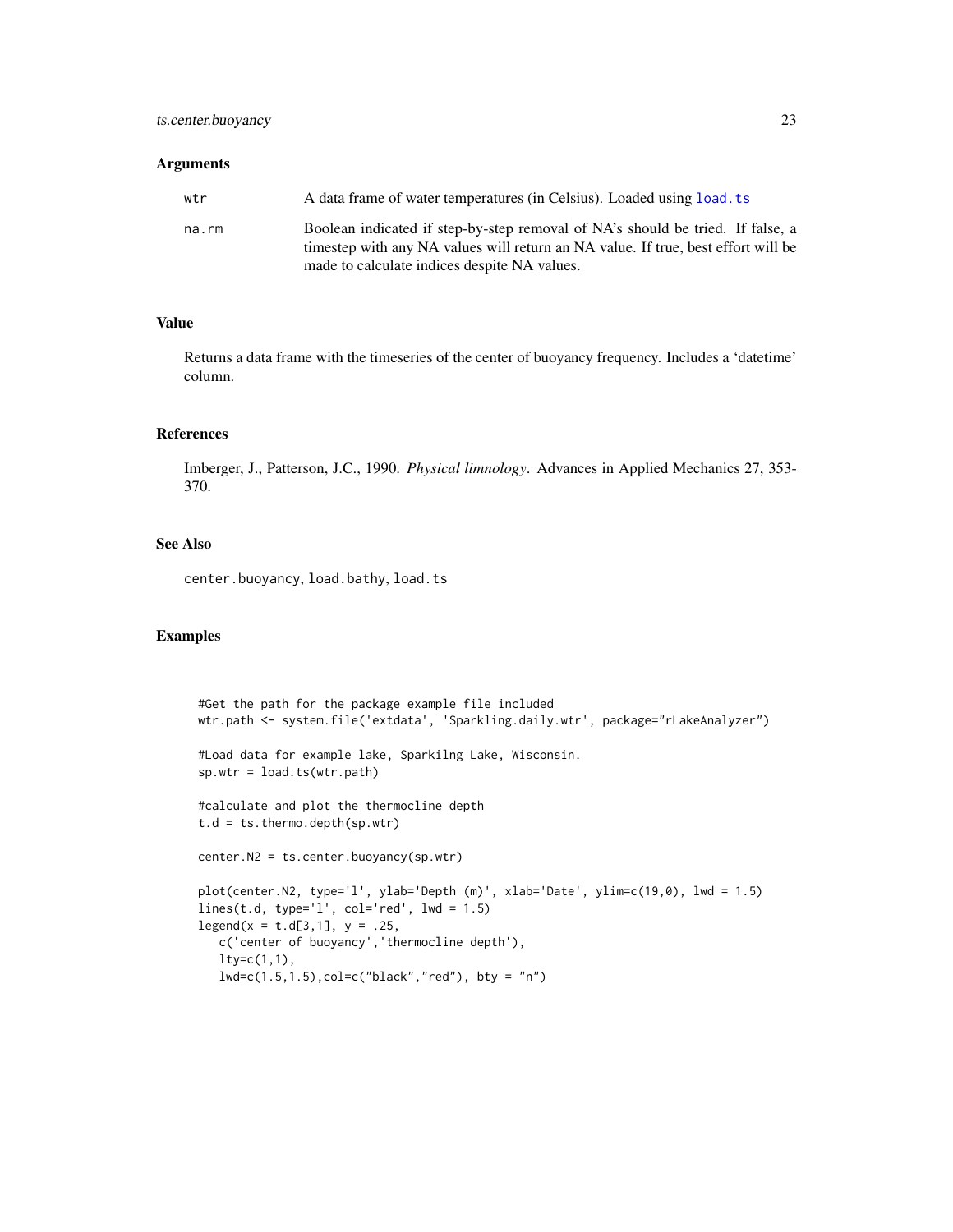## Arguments

| | |
|---|---|
| wtr | A data frame of water temperatures (in Celsius). Loaded using load.ts |
| na.rm | Boolean indicated if step-by-step removal of NA's should be tried. If false, a timestep with any NA values will return an NA value. If true, best effort will be made to calculate indices despite NA values. |

## Value

Returns a data frame with the timeseries of the center of buoyancy frequency. Includes a 'datetime' column.

## References

Imberger, J., Patterson, J.C., 1990. *Physical limnology*. Advances in Applied Mechanics 27, 353-370.

## See Also

center.buoyancy, load.bathy, load.ts

## Examples

```
#Get the path for the package example file included
wtr.path <- system.file('extdata', 'Sparkling.daily.wtr', package="rLakeAnalyzer")

#Load data for example lake, Sparkilng Lake, Wisconsin.
sp.wtr = load.ts(wtr.path)

#calculate and plot the thermocline depth
t.d = ts.thermo.depth(sp.wtr)

center.N2 = ts.center.buoyancy(sp.wtr)

plot(center.N2, type='l', ylab='Depth (m)', xlab='Date', ylim=c(19,0), lwd = 1.5)
lines(t.d, type='l', col='red', lwd = 1.5)
legend(x = t.d[3,1], y = .25,
   c('center of buoyancy','thermocline depth'),
   lty=c(1,1),
   lwd=c(1.5,1.5),col=c("black","red"), bty = "n")
```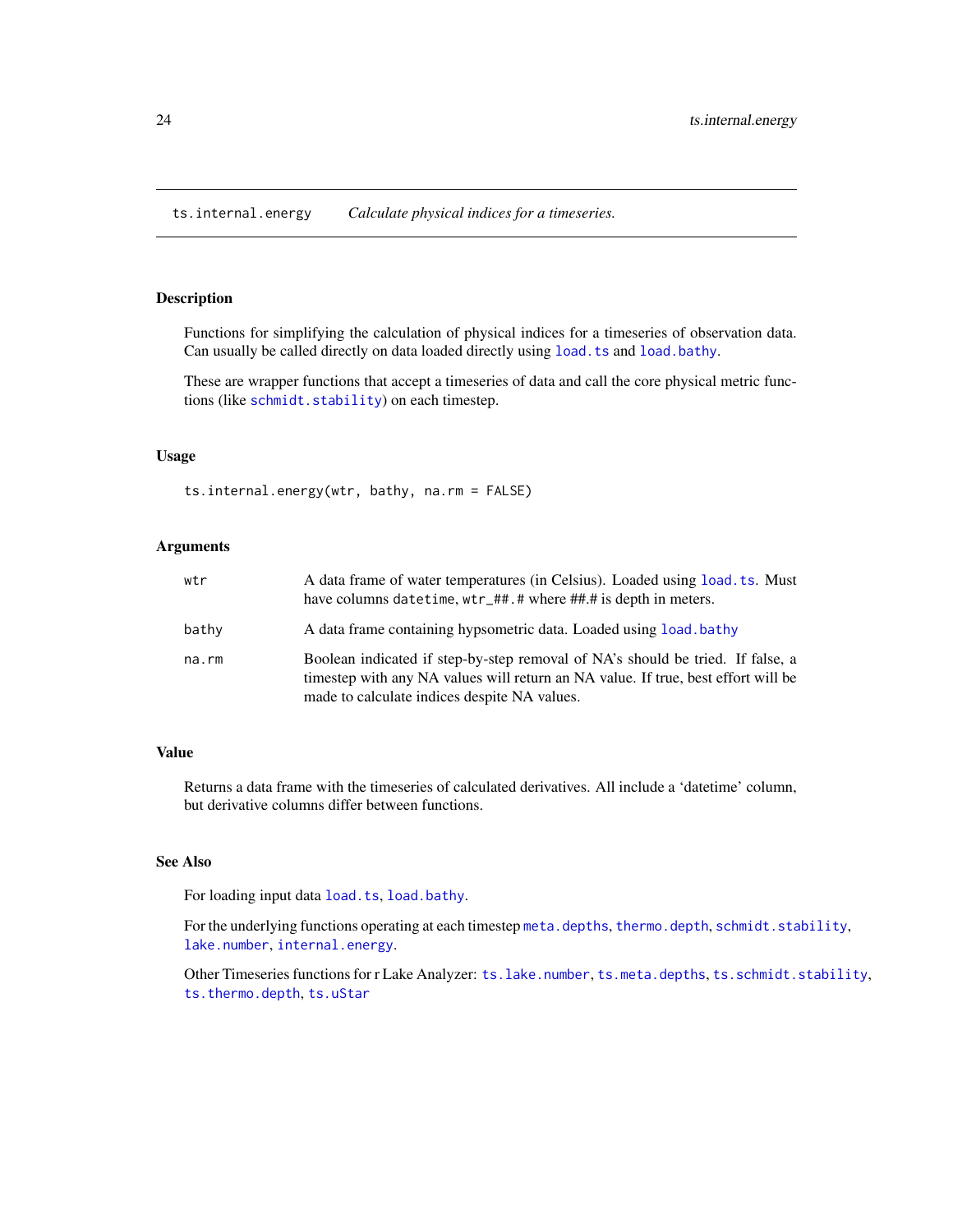## ts.internal.energy *Calculate physical indices for a timeseries.*

### Description

Functions for simplifying the calculation of physical indices for a timeseries of observation data. Can usually be called directly on data loaded directly using `load.ts` and `load.bathy`.

These are wrapper functions that accept a timeseries of data and call the core physical metric functions (like `schmidt.stability`) on each timestep.

### Usage

```
ts.internal.energy(wtr, bathy, na.rm = FALSE)
```

### Arguments

| | |
|---|---|
| wtr | A data frame of water temperatures (in Celsius). Loaded using `load.ts`. Must have columns `datetime`, `wtr_##.#` where ##.# is depth in meters. |
| bathy | A data frame containing hypsometric data. Loaded using `load.bathy` |
| na.rm | Boolean indicated if step-by-step removal of NA's should be tried. If false, a timestep with any NA values will return an NA value. If true, best effort will be made to calculate indices despite NA values. |

### Value

Returns a data frame with the timeseries of calculated derivatives. All include a 'datetime' column, but derivative columns differ between functions.

### See Also

For loading input data `load.ts`, `load.bathy`.

For the underlying functions operating at each timestep `meta.depths`, `thermo.depth`, `schmidt.stability`, `lake.number`, `internal.energy`.

Other Timeseries functions for r Lake Analyzer: `ts.lake.number`, `ts.meta.depths`, `ts.schmidt.stability`, `ts.thermo.depth`, `ts.uStar`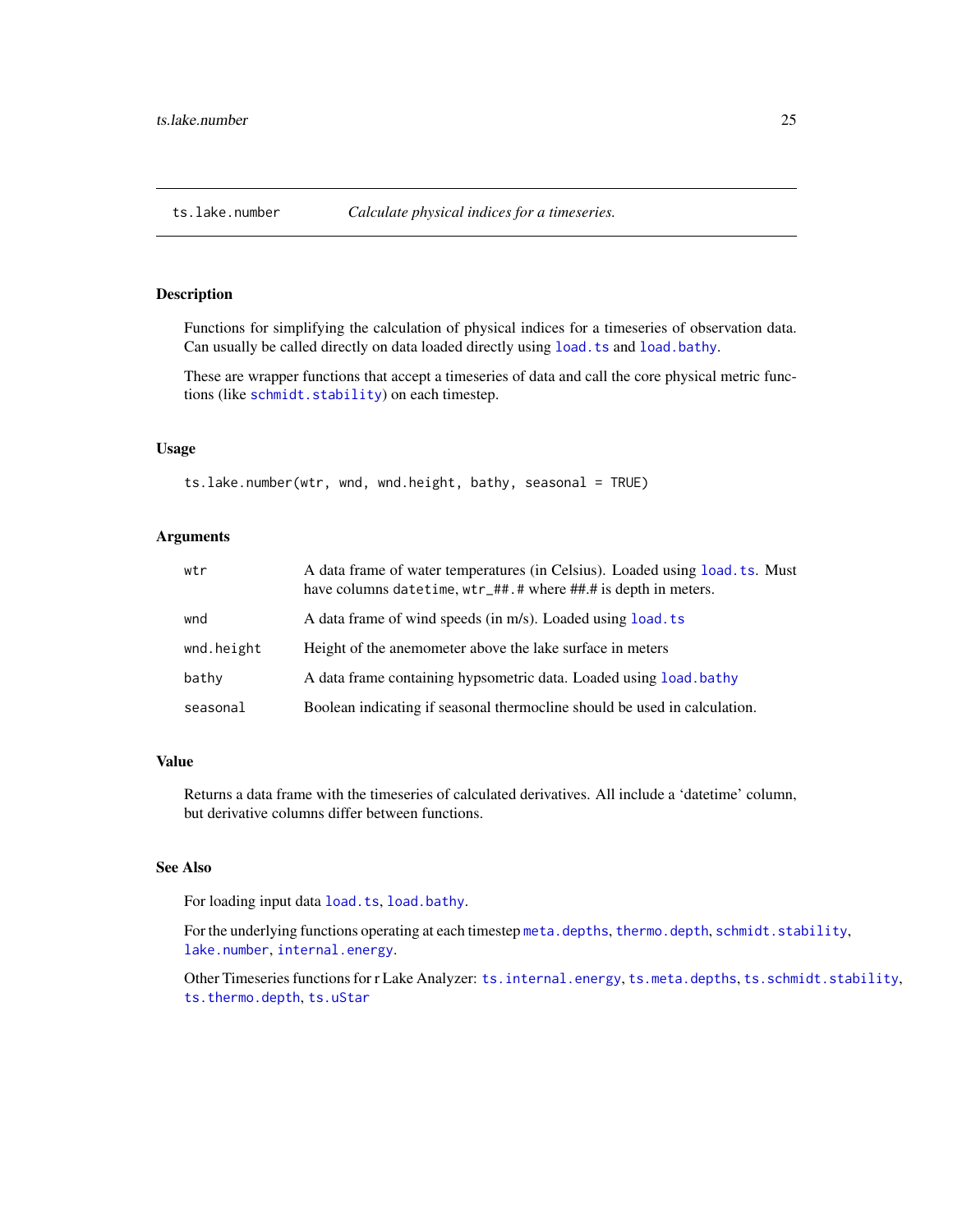## ts.lake.number *Calculate physical indices for a timeseries.*

### Description

Functions for simplifying the calculation of physical indices for a timeseries of observation data. Can usually be called directly on data loaded directly using `load.ts` and `load.bathy`.

These are wrapper functions that accept a timeseries of data and call the core physical metric functions (like `schmidt.stability`) on each timestep.

### Usage

```
ts.lake.number(wtr, wnd, wnd.height, bathy, seasonal = TRUE)
```

### Arguments

| | |
|---|---|
| `wtr` | A data frame of water temperatures (in Celsius). Loaded using `load.ts`. Must have columns `datetime`, `wtr_##.#` where ##.# is depth in meters. |
| `wnd` | A data frame of wind speeds (in m/s). Loaded using `load.ts` |
| `wnd.height` | Height of the anemometer above the lake surface in meters |
| `bathy` | A data frame containing hypsometric data. Loaded using `load.bathy` |
| `seasonal` | Boolean indicating if seasonal thermocline should be used in calculation. |

### Value

Returns a data frame with the timeseries of calculated derivatives. All include a 'datetime' column, but derivative columns differ between functions.

### See Also

For loading input data `load.ts`, `load.bathy`.

For the underlying functions operating at each timestep `meta.depths`, `thermo.depth`, `schmidt.stability`, `lake.number`, `internal.energy`.

Other Timeseries functions for r Lake Analyzer: `ts.internal.energy`, `ts.meta.depths`, `ts.schmidt.stability`, `ts.thermo.depth`, `ts.uStar`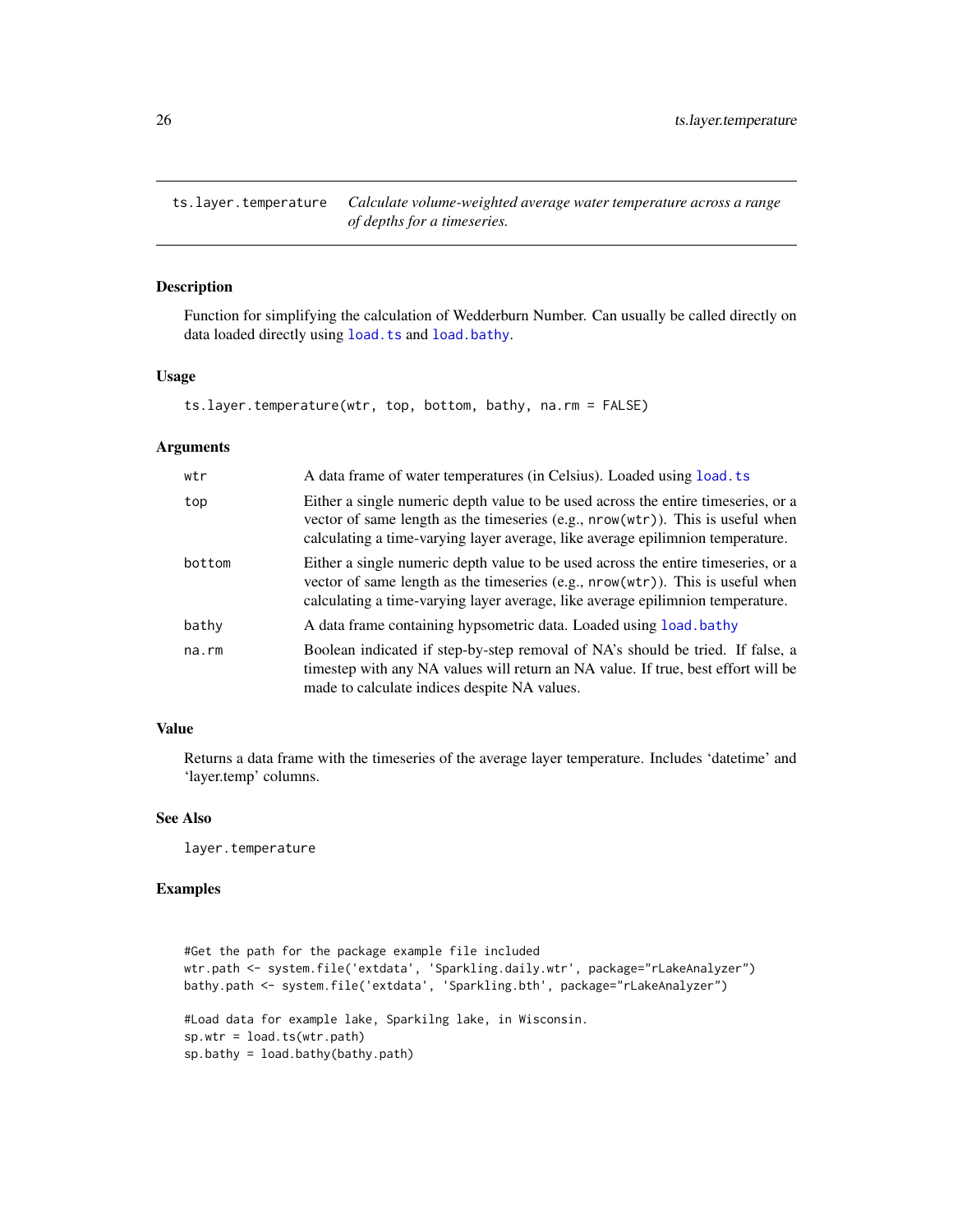# ts.layer.temperature

*Calculate volume-weighted average water temperature across a range of depths for a timeseries.*

## Description

Function for simplifying the calculation of Wedderburn Number. Can usually be called directly on data loaded directly using `load.ts` and `load.bathy`.

## Usage

```
ts.layer.temperature(wtr, top, bottom, bathy, na.rm = FALSE)
```

## Arguments

| | |
|---|---|
| `wtr` | A data frame of water temperatures (in Celsius). Loaded using `load.ts` |
| `top` | Either a single numeric depth value to be used across the entire timeseries, or a vector of same length as the timeseries (e.g., `nrow(wtr)`). This is useful when calculating a time-varying layer average, like average epilimnion temperature. |
| `bottom` | Either a single numeric depth value to be used across the entire timeseries, or a vector of same length as the timeseries (e.g., `nrow(wtr)`). This is useful when calculating a time-varying layer average, like average epilimnion temperature. |
| `bathy` | A data frame containing hypsometric data. Loaded using `load.bathy` |
| `na.rm` | Boolean indicated if step-by-step removal of NA's should be tried. If false, a timestep with any NA values will return an NA value. If true, best effort will be made to calculate indices despite NA values. |

## Value

Returns a data frame with the timeseries of the average layer temperature. Includes 'datetime' and 'layer.temp' columns.

## See Also

`layer.temperature`

## Examples

```
#Get the path for the package example file included
wtr.path <- system.file('extdata', 'Sparkling.daily.wtr', package="rLakeAnalyzer")
bathy.path <- system.file('extdata', 'Sparkling.bth', package="rLakeAnalyzer")

#Load data for example lake, Sparkilng lake, in Wisconsin.
sp.wtr = load.ts(wtr.path)
sp.bathy = load.bathy(bathy.path)
```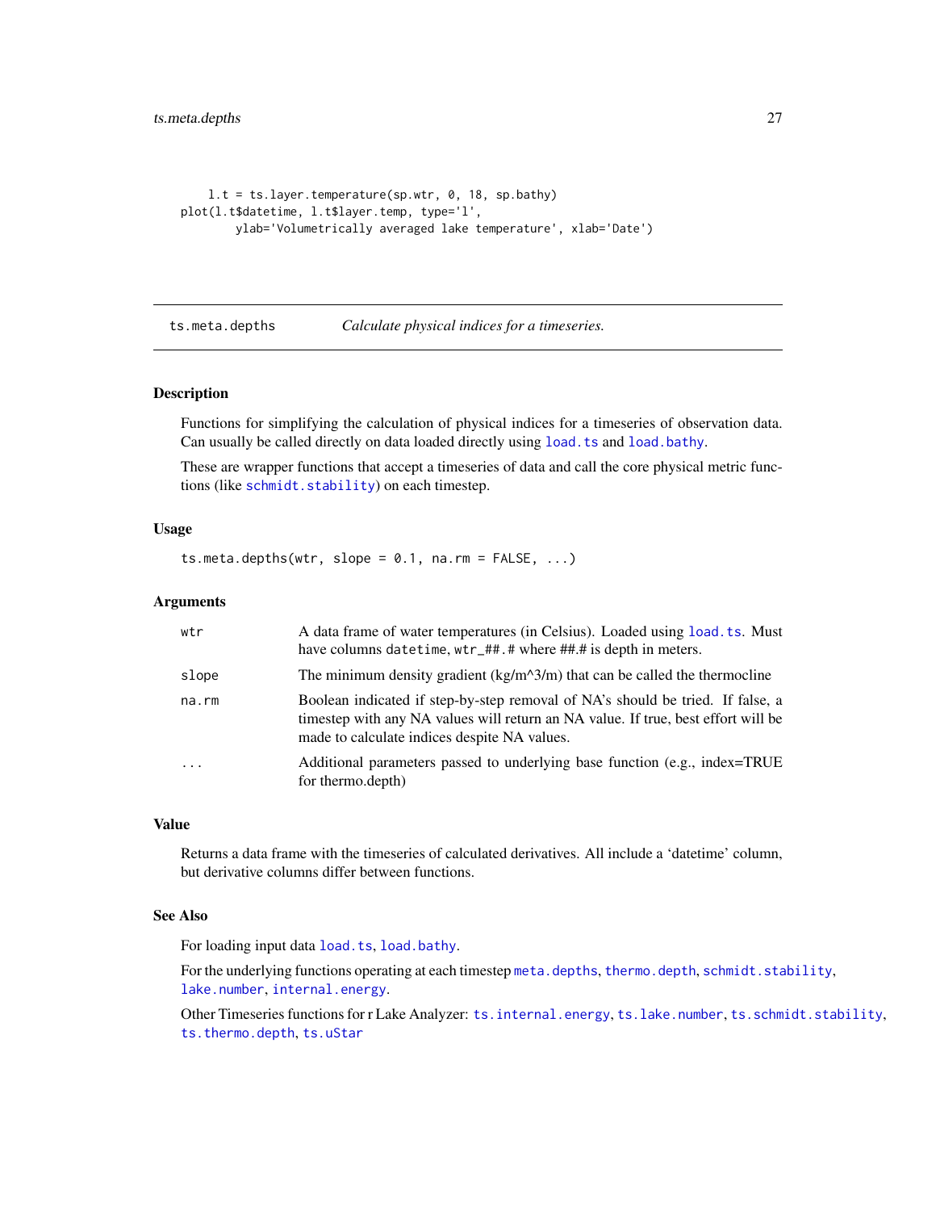```
    l.t = ts.layer.temperature(sp.wtr, 0, 18, sp.bathy)
plot(l.t$datetime, l.t$layer.temp, type='l',
      ylab='Volumetrically averaged lake temperature', xlab='Date')
```

## ts.meta.depths *Calculate physical indices for a timeseries.*

### Description

Functions for simplifying the calculation of physical indices for a timeseries of observation data. Can usually be called directly on data loaded directly using `load.ts` and `load.bathy`.

These are wrapper functions that accept a timeseries of data and call the core physical metric functions (like `schmidt.stability`) on each timestep.

### Usage

```
ts.meta.depths(wtr, slope = 0.1, na.rm = FALSE, ...)
```

### Arguments

| | |
|---|---|
| `wtr` | A data frame of water temperatures (in Celsius). Loaded using `load.ts`. Must have columns `datetime`, `wtr_##.#` where ##.# is depth in meters. |
| `slope` | The minimum density gradient (kg/m^3/m) that can be called the thermocline |
| `na.rm` | Boolean indicated if step-by-step removal of NA's should be tried. If false, a timestep with any NA values will return an NA value. If true, best effort will be made to calculate indices despite NA values. |
| `...` | Additional parameters passed to underlying base function (e.g., index=TRUE for thermo.depth) |

### Value

Returns a data frame with the timeseries of calculated derivatives. All include a 'datetime' column, but derivative columns differ between functions.

### See Also

For loading input data `load.ts`, `load.bathy`.

For the underlying functions operating at each timestep `meta.depths`, `thermo.depth`, `schmidt.stability`, `lake.number`, `internal.energy`.

Other Timeseries functions for r Lake Analyzer: `ts.internal.energy`, `ts.lake.number`, `ts.schmidt.stability`, `ts.thermo.depth`, `ts.uStar`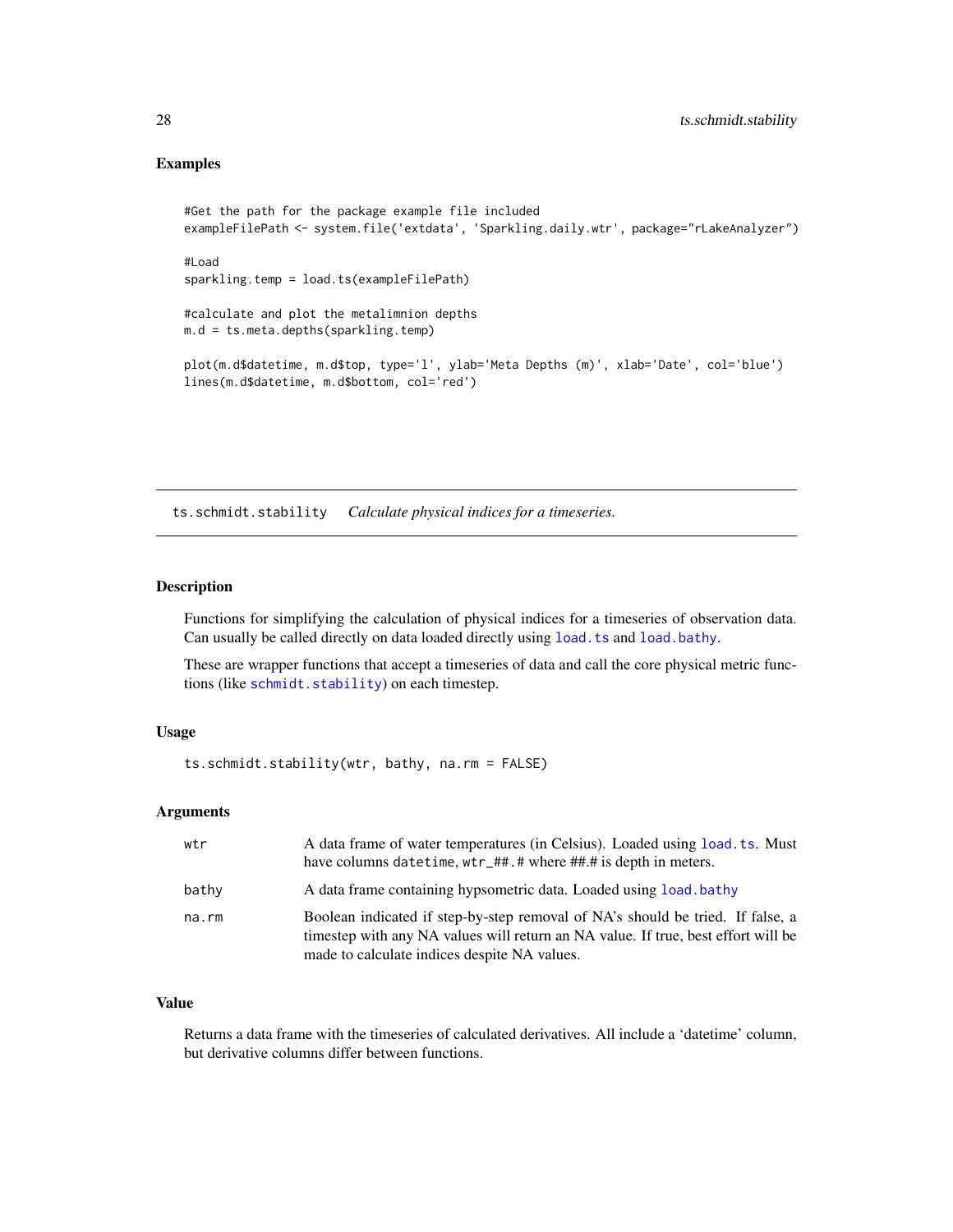## Examples

```
#Get the path for the package example file included
exampleFilePath <- system.file('extdata', 'Sparkling.daily.wtr', package="rLakeAnalyzer")

#Load
sparkling.temp = load.ts(exampleFilePath)

#calculate and plot the metalimnion depths
m.d = ts.meta.depths(sparkling.temp)

plot(m.d$datetime, m.d$top, type='l', ylab='Meta Depths (m)', xlab='Date', col='blue')
lines(m.d$datetime, m.d$bottom, col='red')
```

---

# ts.schmidt.stability *Calculate physical indices for a timeseries.*

## Description

Functions for simplifying the calculation of physical indices for a timeseries of observation data. Can usually be called directly on data loaded directly using `load.ts` and `load.bathy`.

These are wrapper functions that accept a timeseries of data and call the core physical metric functions (like `schmidt.stability`) on each timestep.

## Usage

```
ts.schmidt.stability(wtr, bathy, na.rm = FALSE)
```

## Arguments

| | |
|---|---|
| wtr | A data frame of water temperatures (in Celsius). Loaded using `load.ts`. Must have columns `datetime`, `wtr_##.#` where ##.# is depth in meters. |
| bathy | A data frame containing hypsometric data. Loaded using `load.bathy` |
| na.rm | Boolean indicated if step-by-step removal of NA's should be tried. If false, a timestep with any NA values will return an NA value. If true, best effort will be made to calculate indices despite NA values. |

## Value

Returns a data frame with the timeseries of calculated derivatives. All include a 'datetime' column, but derivative columns differ between functions.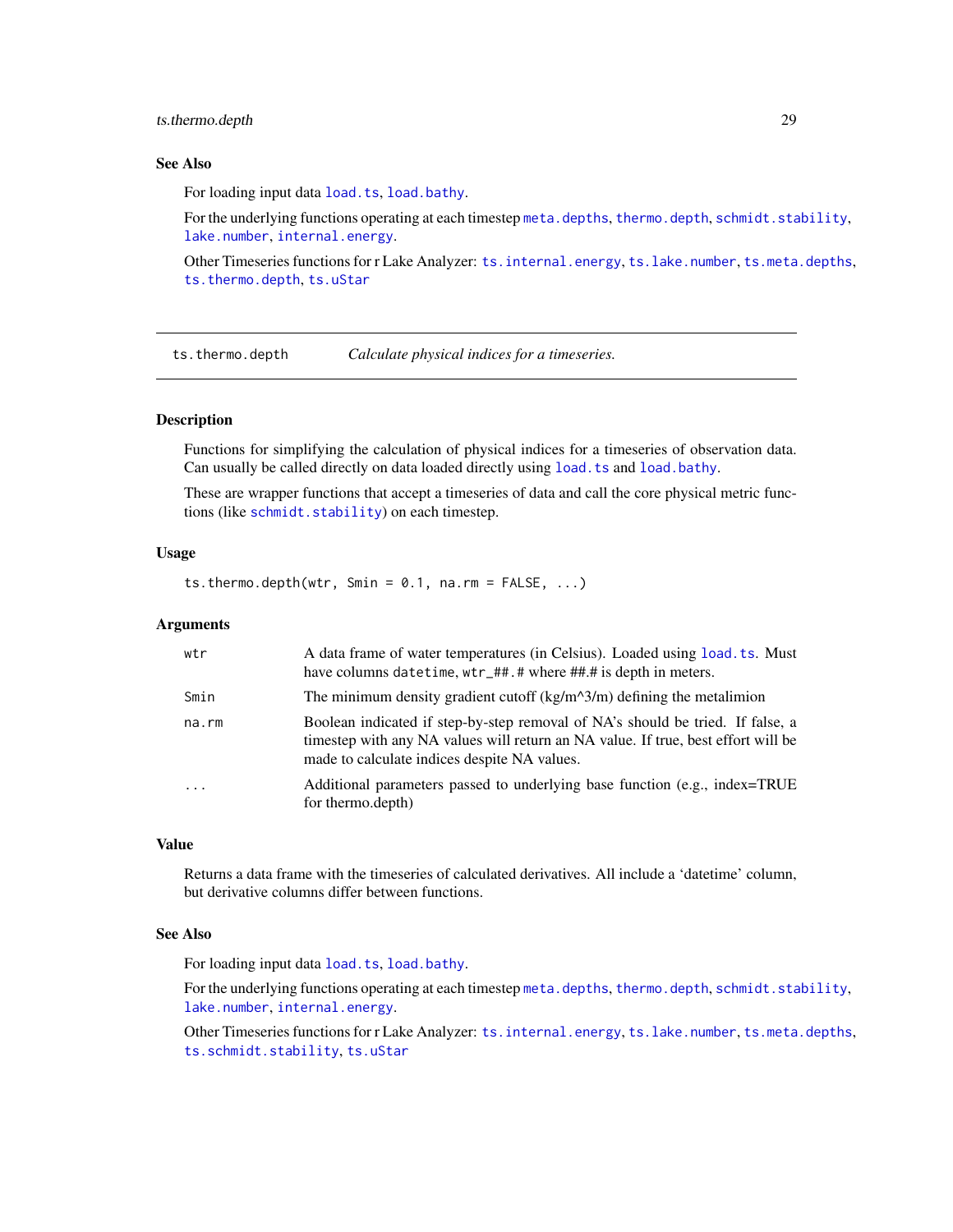### See Also

For loading input data `load.ts`, `load.bathy`.

For the underlying functions operating at each timestep `meta.depths`, `thermo.depth`, `schmidt.stability`, `lake.number`, `internal.energy`.

Other Timeseries functions for r Lake Analyzer: `ts.internal.energy`, `ts.lake.number`, `ts.meta.depths`, `ts.thermo.depth`, `ts.uStar`

---

## ts.thermo.depth — *Calculate physical indices for a timeseries.*

### Description

Functions for simplifying the calculation of physical indices for a timeseries of observation data. Can usually be called directly on data loaded directly using `load.ts` and `load.bathy`.

These are wrapper functions that accept a timeseries of data and call the core physical metric functions (like `schmidt.stability`) on each timestep.

### Usage

```
ts.thermo.depth(wtr, Smin = 0.1, na.rm = FALSE, ...)
```

### Arguments

| | |
|---|---|
| `wtr` | A data frame of water temperatures (in Celsius). Loaded using `load.ts`. Must have columns `datetime`, `wtr_##.#` where ##.# is depth in meters. |
| `Smin` | The minimum density gradient cutoff (kg/m^3/m) defining the metalimion |
| `na.rm` | Boolean indicated if step-by-step removal of NA's should be tried. If false, a timestep with any NA values will return an NA value. If true, best effort will be made to calculate indices despite NA values. |
| `...` | Additional parameters passed to underlying base function (e.g., index=TRUE for thermo.depth) |

### Value

Returns a data frame with the timeseries of calculated derivatives. All include a 'datetime' column, but derivative columns differ between functions.

### See Also

For loading input data `load.ts`, `load.bathy`.

For the underlying functions operating at each timestep `meta.depths`, `thermo.depth`, `schmidt.stability`, `lake.number`, `internal.energy`.

Other Timeseries functions for r Lake Analyzer: `ts.internal.energy`, `ts.lake.number`, `ts.meta.depths`, `ts.schmidt.stability`, `ts.uStar`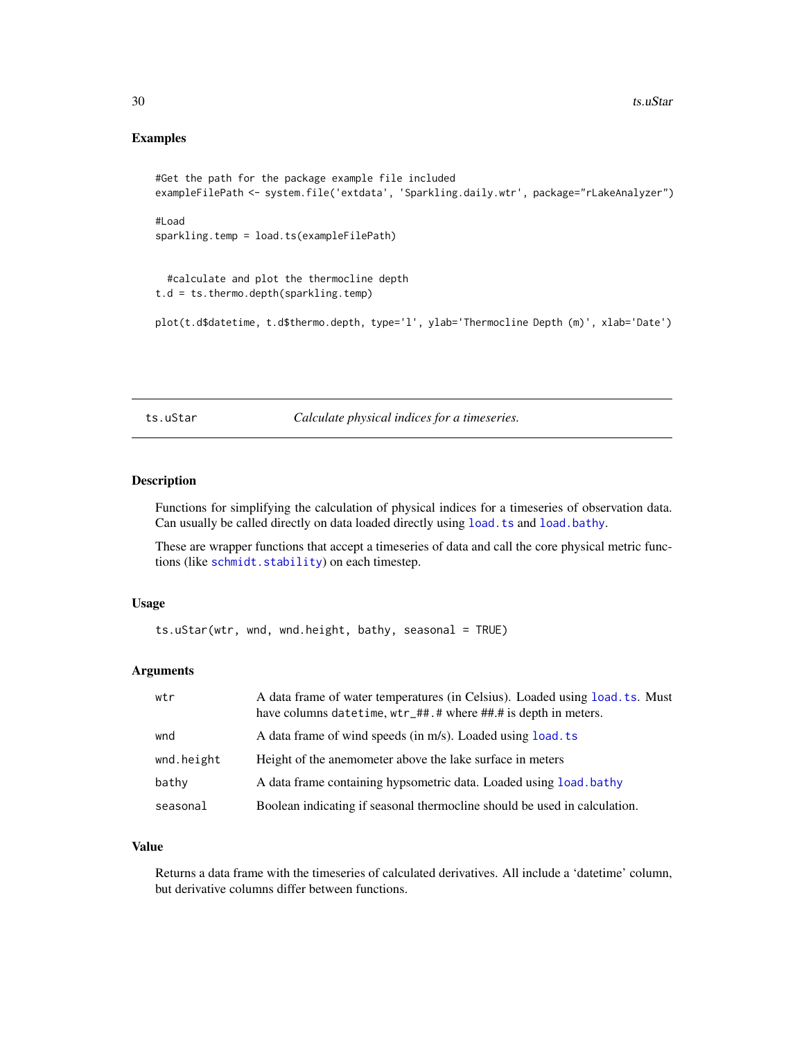## Examples

```
#Get the path for the package example file included
exampleFilePath <- system.file('extdata', 'Sparkling.daily.wtr', package="rLakeAnalyzer")

#Load
sparkling.temp = load.ts(exampleFilePath)


  #calculate and plot the thermocline depth
t.d = ts.thermo.depth(sparkling.temp)

plot(t.d$datetime, t.d$thermo.depth, type='l', ylab='Thermocline Depth (m)', xlab='Date')
```

---

`ts.uStar` *Calculate physical indices for a timeseries.*

---

## Description

Functions for simplifying the calculation of physical indices for a timeseries of observation data. Can usually be called directly on data loaded directly using `load.ts` and `load.bathy`.

These are wrapper functions that accept a timeseries of data and call the core physical metric functions (like `schmidt.stability`) on each timestep.

## Usage

```
ts.uStar(wtr, wnd, wnd.height, bathy, seasonal = TRUE)
```

## Arguments

| | |
|---|---|
| `wtr` | A data frame of water temperatures (in Celsius). Loaded using `load.ts`. Must have columns `datetime`, `wtr_##.#` where ##.# is depth in meters. |
| `wnd` | A data frame of wind speeds (in m/s). Loaded using `load.ts` |
| `wnd.height` | Height of the anemometer above the lake surface in meters |
| `bathy` | A data frame containing hypsometric data. Loaded using `load.bathy` |
| `seasonal` | Boolean indicating if seasonal thermocline should be used in calculation. |

## Value

Returns a data frame with the timeseries of calculated derivatives. All include a 'datetime' column, but derivative columns differ between functions.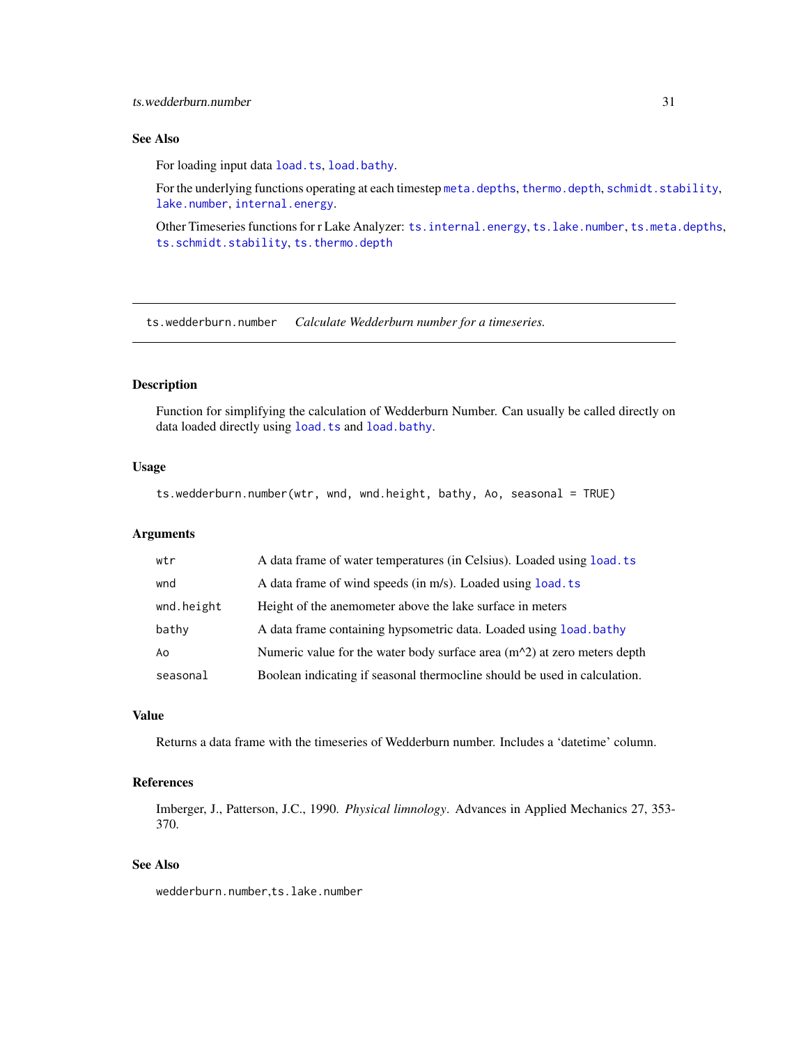## See Also

For loading input data load.ts, load.bathy.

For the underlying functions operating at each timestep meta.depths, thermo.depth, schmidt.stability, lake.number, internal.energy.

Other Timeseries functions for r Lake Analyzer: ts.internal.energy, ts.lake.number, ts.meta.depths, ts.schmidt.stability, ts.thermo.depth

---

# ts.wedderburn.number    *Calculate Wedderburn number for a timeseries.*

---

## Description

Function for simplifying the calculation of Wedderburn Number. Can usually be called directly on data loaded directly using load.ts and load.bathy.

## Usage

```
ts.wedderburn.number(wtr, wnd, wnd.height, bathy, Ao, seasonal = TRUE)
```

## Arguments

| | |
|---|---|
| wtr | A data frame of water temperatures (in Celsius). Loaded using load.ts |
| wnd | A data frame of wind speeds (in m/s). Loaded using load.ts |
| wnd.height | Height of the anemometer above the lake surface in meters |
| bathy | A data frame containing hypsometric data. Loaded using load.bathy |
| Ao | Numeric value for the water body surface area (m^2) at zero meters depth |
| seasonal | Boolean indicating if seasonal thermocline should be used in calculation. |

## Value

Returns a data frame with the timeseries of Wedderburn number. Includes a 'datetime' column.

## References

Imberger, J., Patterson, J.C., 1990. *Physical limnology*. Advances in Applied Mechanics 27, 353-370.

## See Also

wedderburn.number,ts.lake.number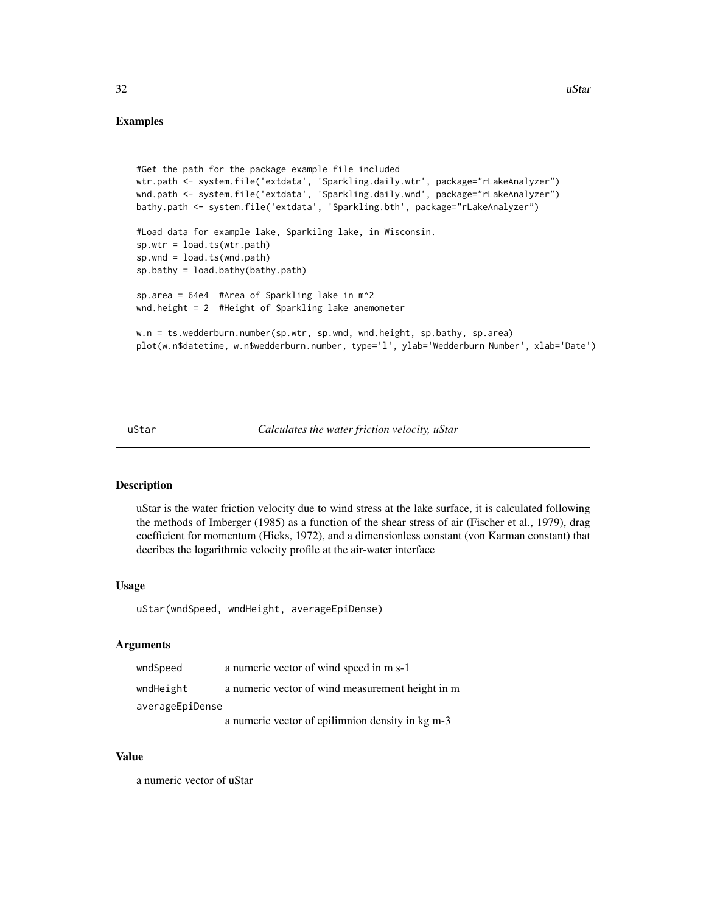## Examples

```
#Get the path for the package example file included
wtr.path <- system.file('extdata', 'Sparkling.daily.wtr', package="rLakeAnalyzer")
wnd.path <- system.file('extdata', 'Sparkling.daily.wnd', package="rLakeAnalyzer")
bathy.path <- system.file('extdata', 'Sparkling.bth', package="rLakeAnalyzer")

#Load data for example lake, Sparkilng lake, in Wisconsin.
sp.wtr = load.ts(wtr.path)
sp.wnd = load.ts(wnd.path)
sp.bathy = load.bathy(bathy.path)

sp.area = 64e4  #Area of Sparkling lake in m^2
wnd.height = 2  #Height of Sparkling lake anemometer

w.n = ts.wedderburn.number(sp.wtr, sp.wnd, wnd.height, sp.bathy, sp.area)
plot(w.n$datetime, w.n$wedderburn.number, type='l', ylab='Wedderburn Number', xlab='Date')
```

---

# uStar — *Calculates the water friction velocity, uStar*

## Description

uStar is the water friction velocity due to wind stress at the lake surface, it is calculated following the methods of Imberger (1985) as a function of the shear stress of air (Fischer et al., 1979), drag coefficient for momentum (Hicks, 1972), and a dimensionless constant (von Karman constant) that decribes the logarithmic velocity profile at the air-water interface

## Usage

```
uStar(wndSpeed, wndHeight, averageEpiDense)
```

## Arguments

| | |
|---|---|
| `wndSpeed` | a numeric vector of wind speed in m s-1 |
| `wndHeight` | a numeric vector of wind measurement height in m |
| `averageEpiDense` | a numeric vector of epilimnion density in kg m-3 |

## Value

a numeric vector of uStar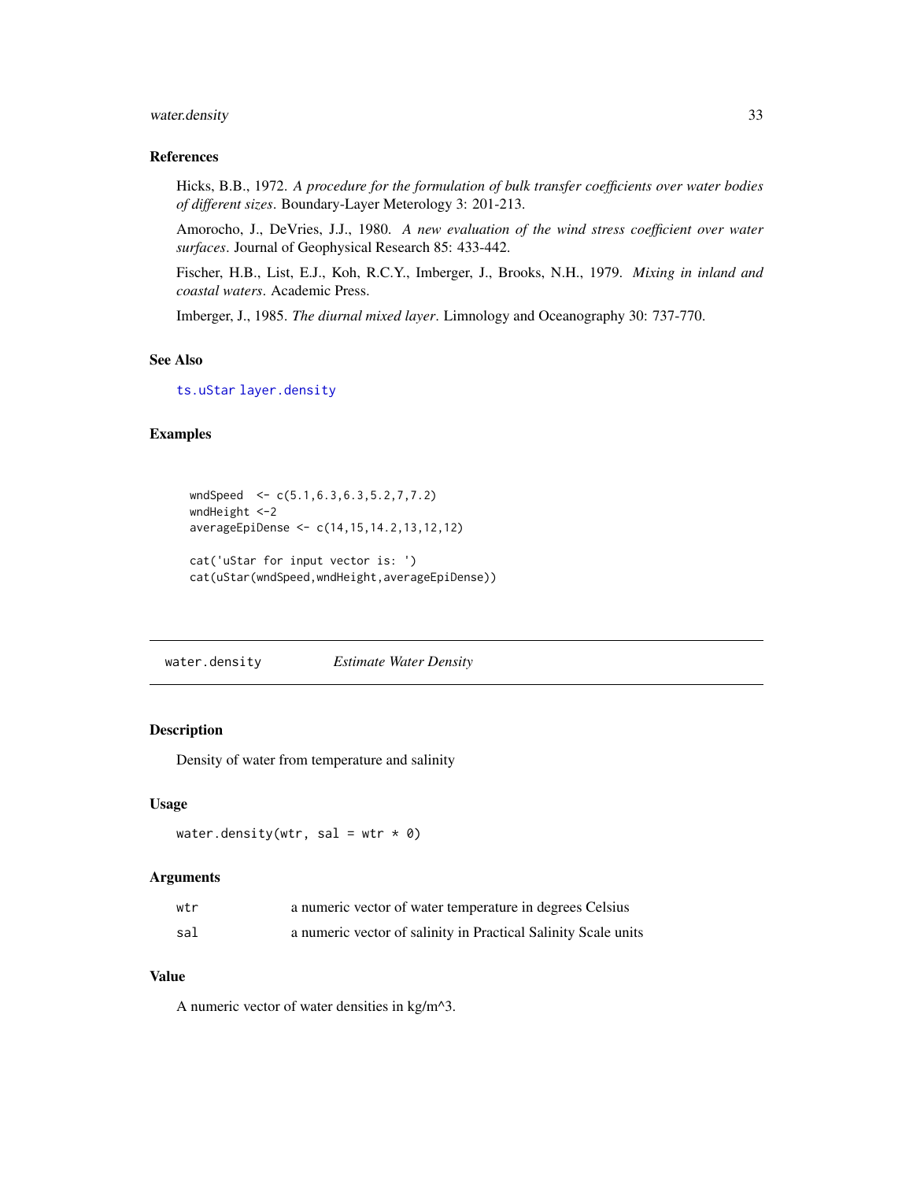### References

Hicks, B.B., 1972. *A procedure for the formulation of bulk transfer coefficients over water bodies of different sizes*. Boundary-Layer Meterology 3: 201-213.

Amorocho, J., DeVries, J.J., 1980. *A new evaluation of the wind stress coefficient over water surfaces*. Journal of Geophysical Research 85: 433-442.

Fischer, H.B., List, E.J., Koh, R.C.Y., Imberger, J., Brooks, N.H., 1979. *Mixing in inland and coastal waters*. Academic Press.

Imberger, J., 1985. *The diurnal mixed layer*. Limnology and Oceanography 30: 737-770.

### See Also

ts.uStar layer.density

### Examples

```
wndSpeed  <- c(5.1,6.3,6.3,5.2,7,7.2)
wndHeight <-2
averageEpiDense <- c(14,15,14.2,13,12,12)

cat('uStar for input vector is: ')
cat(uStar(wndSpeed,wndHeight,averageEpiDense))
```

---

## water.density *Estimate Water Density*

### Description

Density of water from temperature and salinity

### Usage

```
water.density(wtr, sal = wtr * 0)
```

### Arguments

| | |
|---|---|
| wtr | a numeric vector of water temperature in degrees Celsius |
| sal | a numeric vector of salinity in Practical Salinity Scale units |

### Value

A numeric vector of water densities in kg/m^3.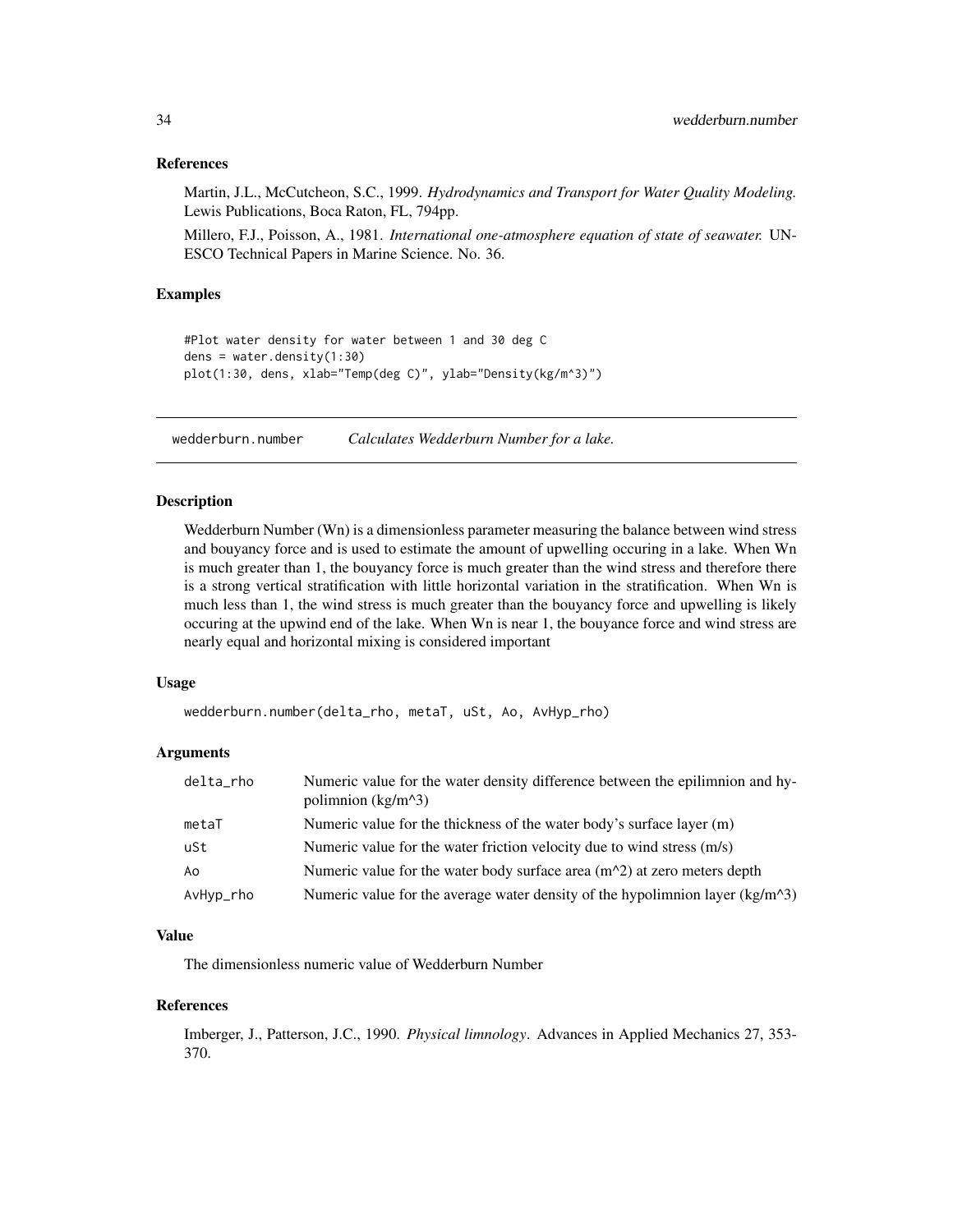## References

Martin, J.L., McCutcheon, S.C., 1999. *Hydrodynamics and Transport for Water Quality Modeling.* Lewis Publications, Boca Raton, FL, 794pp.

Millero, F.J., Poisson, A., 1981. *International one-atmosphere equation of state of seawater.* UNESCO Technical Papers in Marine Science. No. 36.

## Examples

```
#Plot water density for water between 1 and 30 deg C
dens = water.density(1:30)
plot(1:30, dens, xlab="Temp(deg C)", ylab="Density(kg/m^3)")
```

---

# wedderburn.number *Calculates Wedderburn Number for a lake.*

---

## Description

Wedderburn Number (Wn) is a dimensionless parameter measuring the balance between wind stress and bouyancy force and is used to estimate the amount of upwelling occuring in a lake. When Wn is much greater than 1, the bouyancy force is much greater than the wind stress and therefore there is a strong vertical stratification with little horizontal variation in the stratification. When Wn is much less than 1, the wind stress is much greater than the bouyancy force and upwelling is likely occuring at the upwind end of the lake. When Wn is near 1, the bouyance force and wind stress are nearly equal and horizontal mixing is considered important

## Usage

```
wedderburn.number(delta_rho, metaT, uSt, Ao, AvHyp_rho)
```

## Arguments

| | |
|---|---|
| delta_rho | Numeric value for the water density difference between the epilimnion and hypolimnion (kg/m^3) |
| metaT | Numeric value for the thickness of the water body's surface layer (m) |
| uSt | Numeric value for the water friction velocity due to wind stress (m/s) |
| Ao | Numeric value for the water body surface area (m^2) at zero meters depth |
| AvHyp_rho | Numeric value for the average water density of the hypolimnion layer (kg/m^3) |

## Value

The dimensionless numeric value of Wedderburn Number

## References

Imberger, J., Patterson, J.C., 1990. *Physical limnology*. Advances in Applied Mechanics 27, 353-370.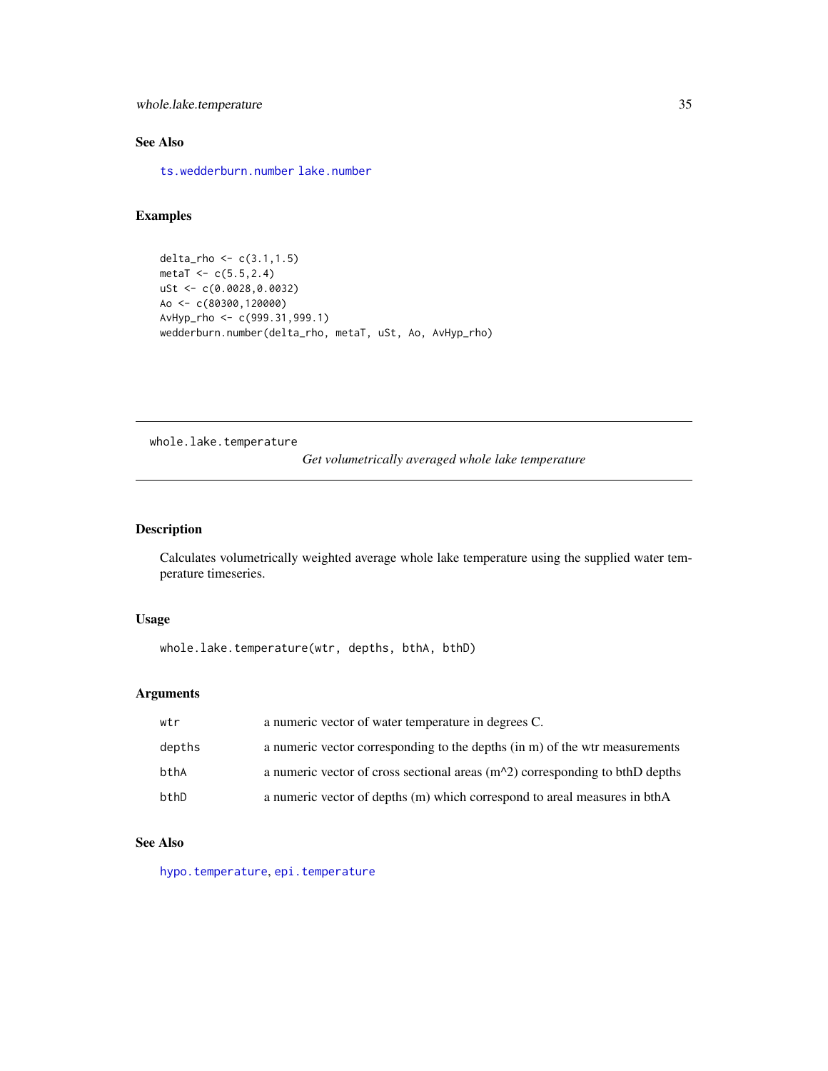## See Also

ts.wedderburn.number lake.number

## Examples

```
delta_rho <- c(3.1,1.5)
metaT <- c(5.5,2.4)
uSt <- c(0.0028,0.0032)
Ao <- c(80300,120000)
AvHyp_rho <- c(999.31,999.1)
wedderburn.number(delta_rho, metaT, uSt, Ao, AvHyp_rho)
```

---

# whole.lake.temperature

*Get volumetrically averaged whole lake temperature*

---

## Description

Calculates volumetrically weighted average whole lake temperature using the supplied water temperature timeseries.

## Usage

```
whole.lake.temperature(wtr, depths, bthA, bthD)
```

## Arguments

| | |
|---|---|
| wtr | a numeric vector of water temperature in degrees C. |
| depths | a numeric vector corresponding to the depths (in m) of the wtr measurements |
| bthA | a numeric vector of cross sectional areas (m^2) corresponding to bthD depths |
| bthD | a numeric vector of depths (m) which correspond to areal measures in bthA |

## See Also

hypo.temperature, epi.temperature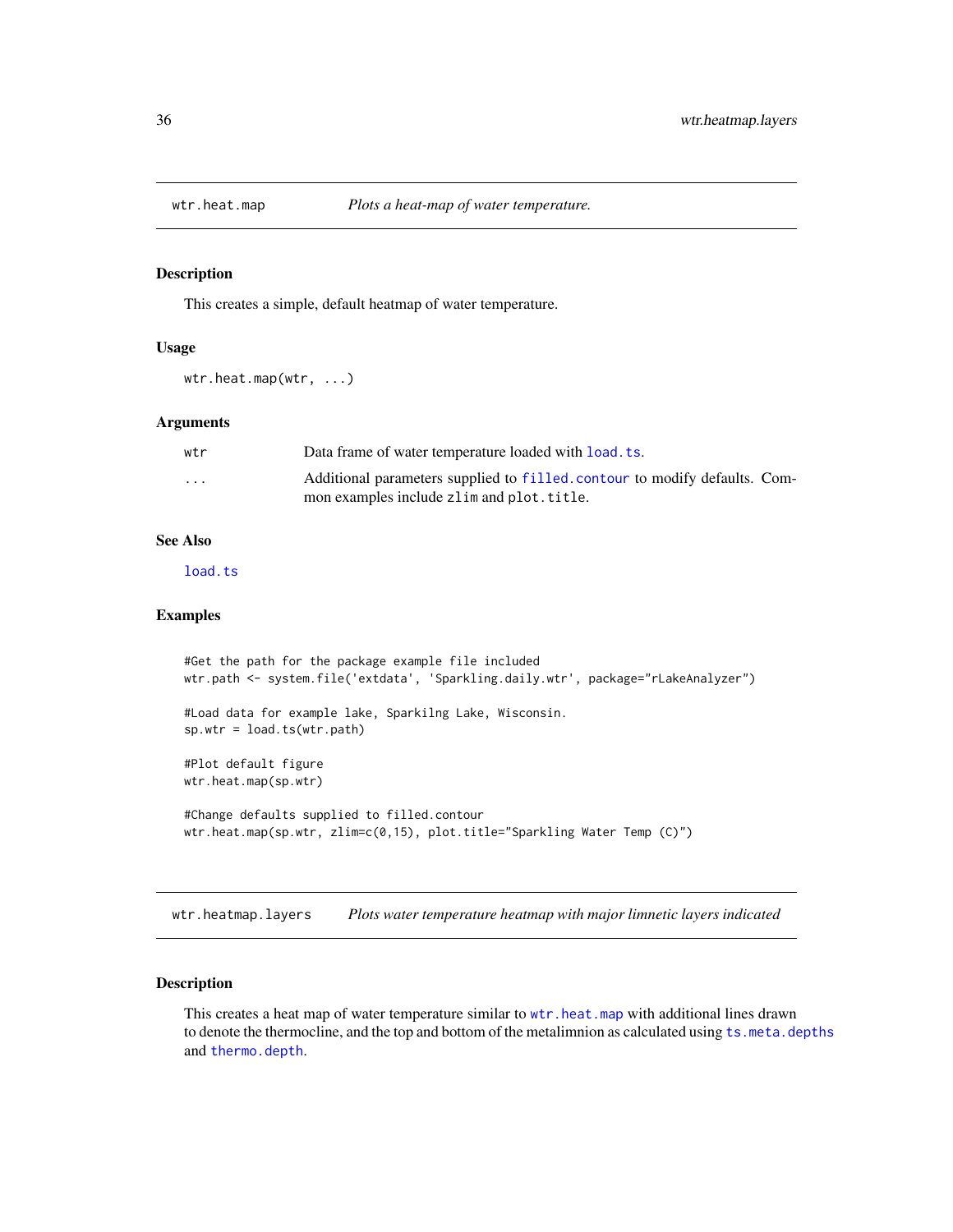## wtr.heat.map — *Plots a heat-map of water temperature.*

### Description

This creates a simple, default heatmap of water temperature.

### Usage

```
wtr.heat.map(wtr, ...)
```

### Arguments

| | |
|---|---|
| `wtr` | Data frame of water temperature loaded with `load.ts`. |
| `...` | Additional parameters supplied to `filled.contour` to modify defaults. Common examples include `zlim` and `plot.title`. |

### See Also

`load.ts`

### Examples

```
#Get the path for the package example file included
wtr.path <- system.file('extdata', 'Sparkling.daily.wtr', package="rLakeAnalyzer")

#Load data for example lake, Sparkilng Lake, Wisconsin.
sp.wtr = load.ts(wtr.path)

#Plot default figure
wtr.heat.map(sp.wtr)

#Change defaults supplied to filled.contour
wtr.heat.map(sp.wtr, zlim=c(0,15), plot.title="Sparkling Water Temp (C)")
```

## wtr.heatmap.layers — *Plots water temperature heatmap with major limnetic layers indicated*

### Description

This creates a heat map of water temperature similar to `wtr.heat.map` with additional lines drawn to denote the thermocline, and the top and bottom of the metalimnion as calculated using `ts.meta.depths` and `thermo.depth`.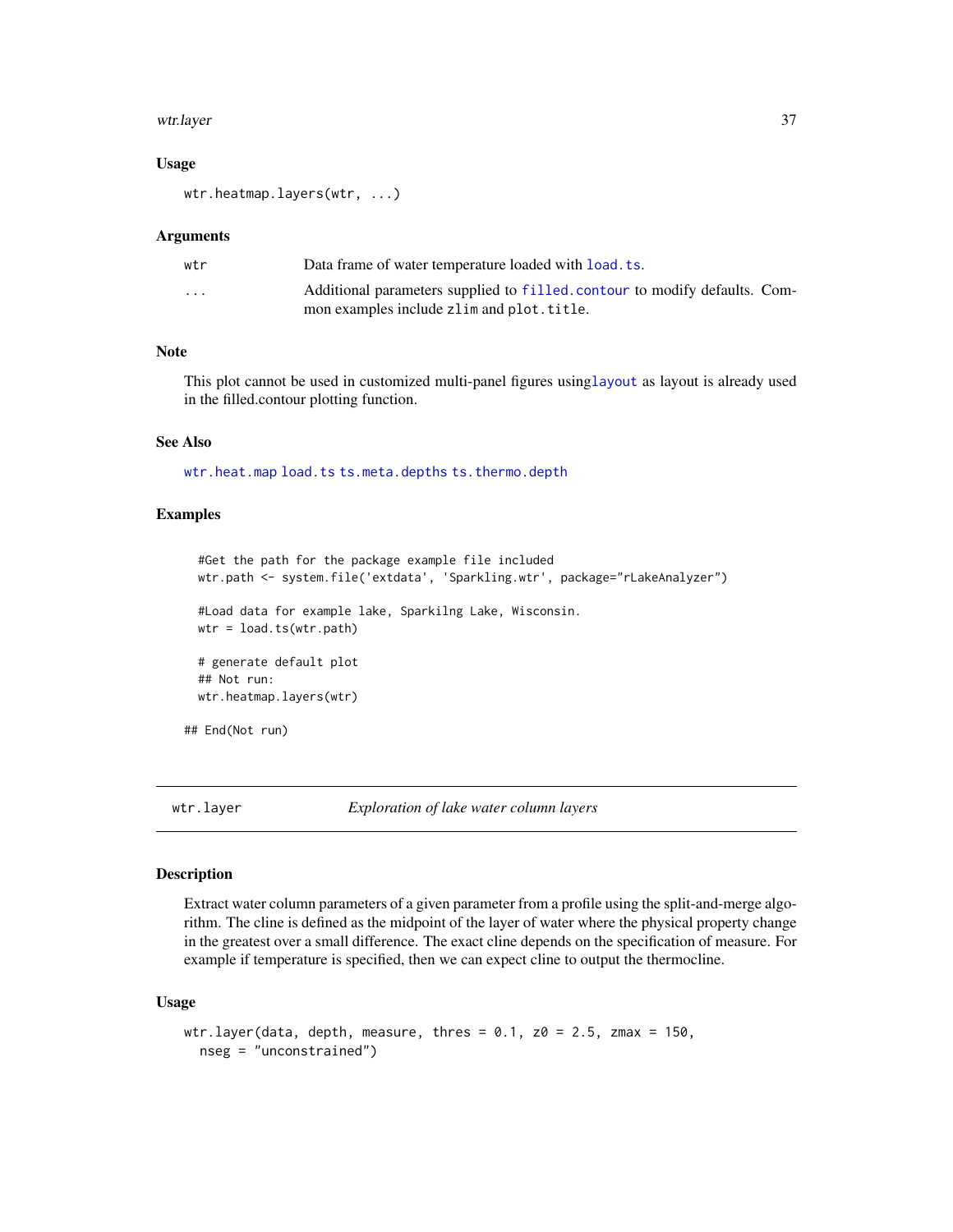### Usage

```
wtr.heatmap.layers(wtr, ...)
```

### Arguments

| | |
|---|---|
| wtr | Data frame of water temperature loaded with load.ts. |
| ... | Additional parameters supplied to filled.contour to modify defaults. Common examples include zlim and plot.title. |

### Note

This plot cannot be used in customized multi-panel figures usinglayout as layout is already used in the filled.contour plotting function.

### See Also

wtr.heat.map load.ts ts.meta.depths ts.thermo.depth

### Examples

```
  #Get the path for the package example file included
  wtr.path <- system.file('extdata', 'Sparkling.wtr', package="rLakeAnalyzer")

  #Load data for example lake, Sparkilng Lake, Wisconsin.
  wtr = load.ts(wtr.path)

  # generate default plot
  ## Not run:
  wtr.heatmap.layers(wtr)

## End(Not run)
```

---

## wtr.layer — *Exploration of lake water column layers*

### Description

Extract water column parameters of a given parameter from a profile using the split-and-merge algorithm. The cline is defined as the midpoint of the layer of water where the physical property change in the greatest over a small difference. The exact cline depends on the specification of measure. For example if temperature is specified, then we can expect cline to output the thermocline.

### Usage

```
wtr.layer(data, depth, measure, thres = 0.1, z0 = 2.5, zmax = 150,
  nseg = "unconstrained")
```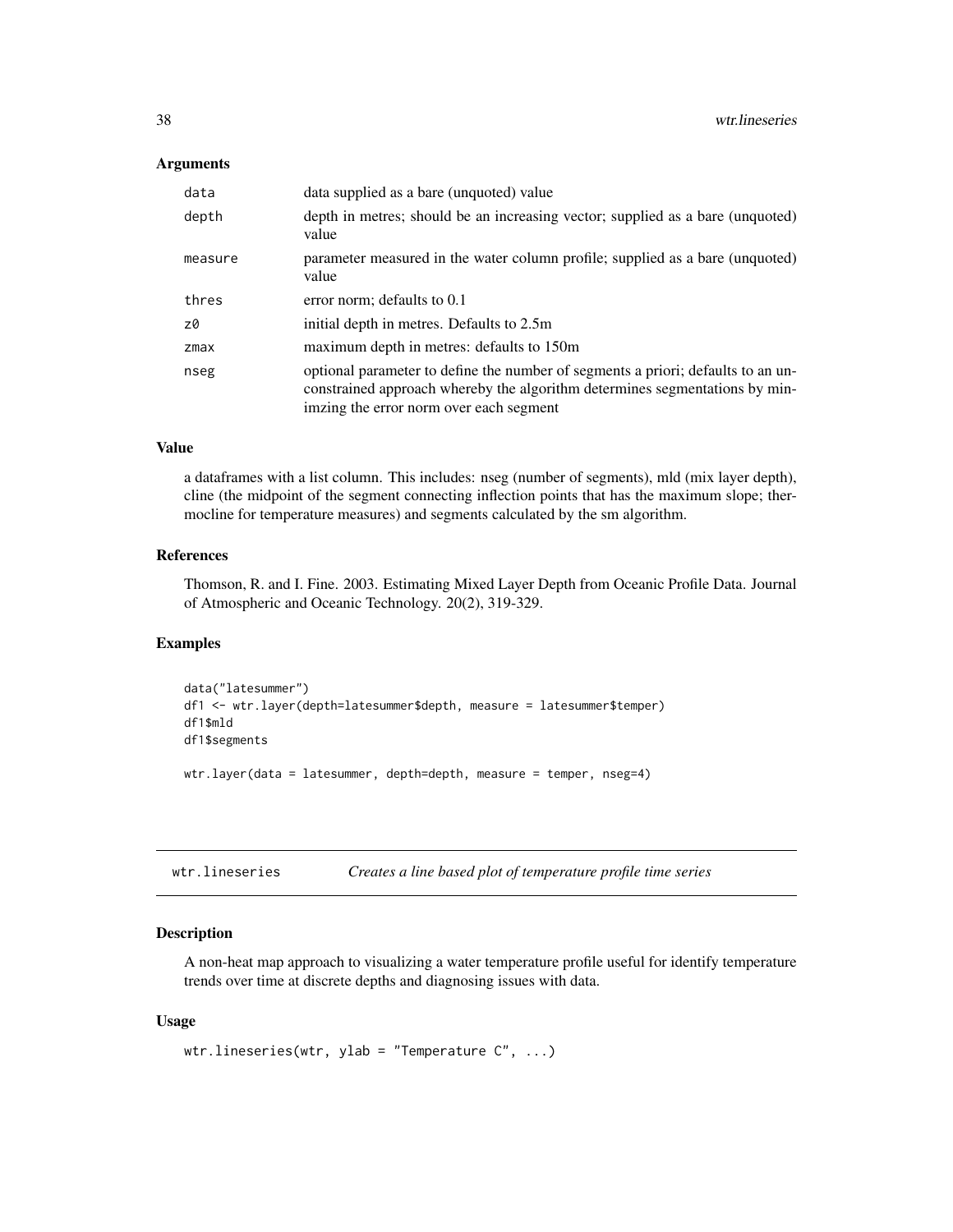## Arguments

| | |
|---|---|
| data | data supplied as a bare (unquoted) value |
| depth | depth in metres; should be an increasing vector; supplied as a bare (unquoted) value |
| measure | parameter measured in the water column profile; supplied as a bare (unquoted) value |
| thres | error norm; defaults to 0.1 |
| z0 | initial depth in metres. Defaults to 2.5m |
| zmax | maximum depth in metres: defaults to 150m |
| nseg | optional parameter to define the number of segments a priori; defaults to an unconstrained approach whereby the algorithm determines segmentations by minimzing the error norm over each segment |

## Value

a dataframes with a list column. This includes: nseg (number of segments), mld (mix layer depth), cline (the midpoint of the segment connecting inflection points that has the maximum slope; thermocline for temperature measures) and segments calculated by the sm algorithm.

## References

Thomson, R. and I. Fine. 2003. Estimating Mixed Layer Depth from Oceanic Profile Data. Journal of Atmospheric and Oceanic Technology. 20(2), 319-329.

## Examples

```
data("latesummer")
df1 <- wtr.layer(depth=latesummer$depth, measure = latesummer$temper)
df1$mld
df1$segments

wtr.layer(data = latesummer, depth=depth, measure = temper, nseg=4)
```

---

# wtr.lineseries — *Creates a line based plot of temperature profile time series*

## Description

A non-heat map approach to visualizing a water temperature profile useful for identify temperature trends over time at discrete depths and diagnosing issues with data.

## Usage

```
wtr.lineseries(wtr, ylab = "Temperature C", ...)
```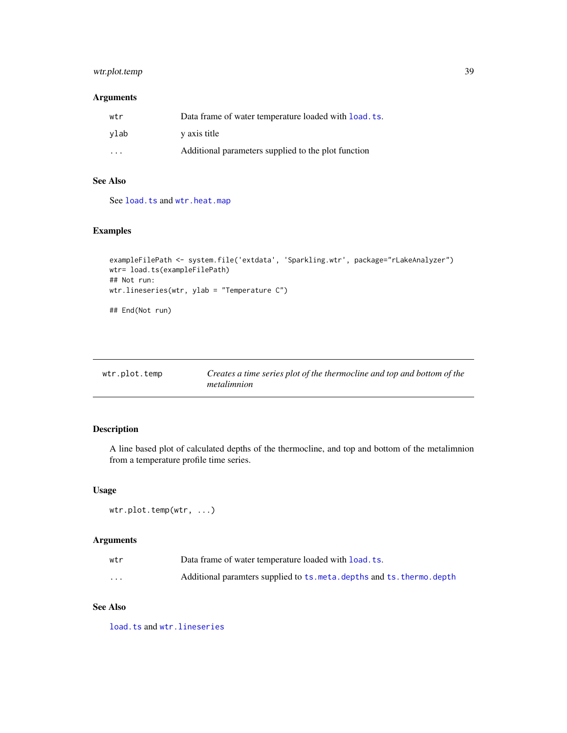### Arguments

| | |
|---|---|
| wtr | Data frame of water temperature loaded with `load.ts`. |
| ylab | y axis title |
| ... | Additional parameters supplied to the plot function |

### See Also

See `load.ts` and `wtr.heat.map`

### Examples

```
exampleFilePath <- system.file('extdata', 'Sparkling.wtr', package="rLakeAnalyzer")
wtr= load.ts(exampleFilePath)
## Not run:
wtr.lineseries(wtr, ylab = "Temperature C")

## End(Not run)
```

---

## wtr.plot.temp — *Creates a time series plot of the thermocline and top and bottom of the metalimnion*

---

### Description

A line based plot of calculated depths of the thermocline, and top and bottom of the metalimnion from a temperature profile time series.

### Usage

```
wtr.plot.temp(wtr, ...)
```

### Arguments

| | |
|---|---|
| wtr | Data frame of water temperature loaded with `load.ts`. |
| ... | Additional paramters supplied to `ts.meta.depths` and `ts.thermo.depth` |

### See Also

`load.ts` and `wtr.lineseries`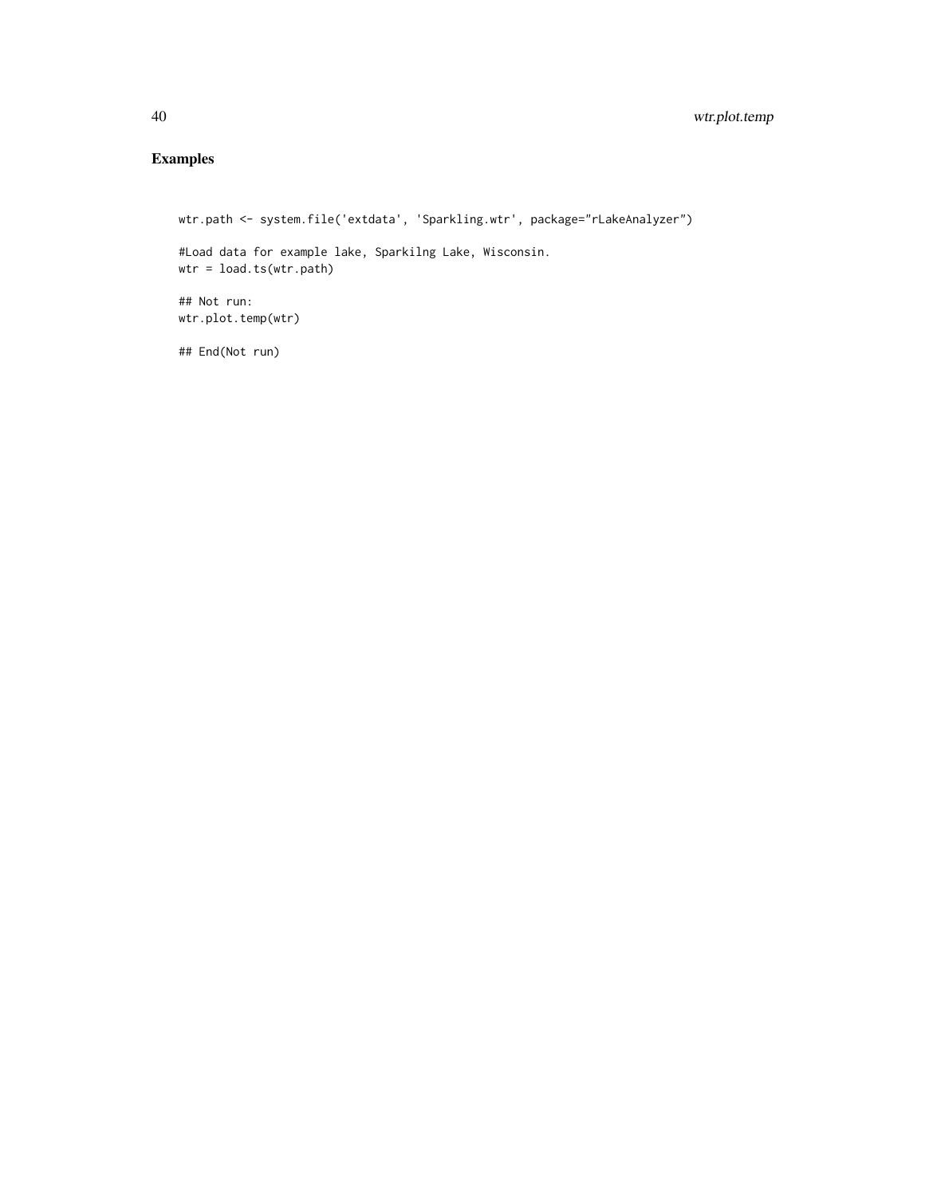## Examples

```
wtr.path <- system.file('extdata', 'Sparkling.wtr', package="rLakeAnalyzer")

#Load data for example lake, Sparkilng Lake, Wisconsin.
wtr = load.ts(wtr.path)

## Not run:
wtr.plot.temp(wtr)

## End(Not run)
```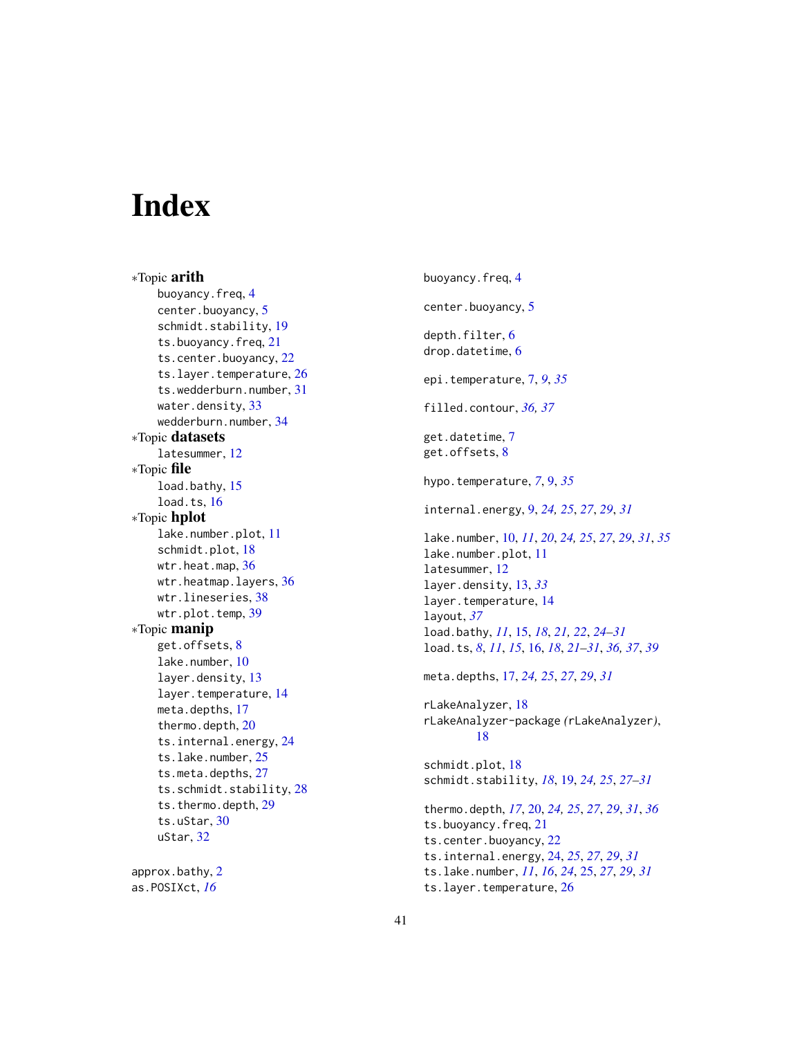# Index

*Topic **arith**
- buoyancy.freq, 4
- center.buoyancy, 5
- schmidt.stability, 19
- ts.buoyancy.freq, 21
- ts.center.buoyancy, 22
- ts.layer.temperature, 26
- ts.wedderburn.number, 31
- water.density, 33
- wedderburn.number, 34

*Topic **datasets**
- latesummer, 12

*Topic **file**
- load.bathy, 15
- load.ts, 16

*Topic **hplot**
- lake.number.plot, 11
- schmidt.plot, 18
- wtr.heat.map, 36
- wtr.heatmap.layers, 36
- wtr.lineseries, 38
- wtr.plot.temp, 39

*Topic **manip**
- get.offsets, 8
- lake.number, 10
- layer.density, 13
- layer.temperature, 14
- meta.depths, 17
- thermo.depth, 20
- ts.internal.energy, 24
- ts.lake.number, 25
- ts.meta.depths, 27
- ts.schmidt.stability, 28
- ts.thermo.depth, 29
- ts.uStar, 30
- uStar, 32

approx.bathy, 2
as.POSIXct, *16*

buoyancy.freq, 4

center.buoyancy, 5

depth.filter, 6
drop.datetime, 6

epi.temperature, 7, *9*, *35*

filled.contour, *36, 37*

get.datetime, 7
get.offsets, 8

hypo.temperature, *7*, 9, *35*

internal.energy, 9, *24, 25*, *27*, *29*, *31*

lake.number, 10, *11*, *20*, *24, 25*, *27*, *29*, *31*, *35*
lake.number.plot, 11
latesummer, 12
layer.density, 13, *33*
layer.temperature, 14
layout, *37*
load.bathy, *11*, 15, *18*, *21, 22*, *24–31*
load.ts, *8*, *11*, *15*, 16, *18*, *21–31*, *36, 37*, *39*

meta.depths, 17, *24, 25*, *27*, *29*, *31*

rLakeAnalyzer, 18
rLakeAnalyzer-package *(*rLakeAnalyzer*)*, 18

schmidt.plot, 18
schmidt.stability, *18*, 19, *24, 25*, *27–31*

thermo.depth, *17*, 20, *24, 25*, *27*, *29*, *31*, *36*
ts.buoyancy.freq, 21
ts.center.buoyancy, 22
ts.internal.energy, 24, *25*, *27*, *29*, *31*
ts.lake.number, *11*, *16*, *24*, 25, *27*, *29*, *31*
ts.layer.temperature, 26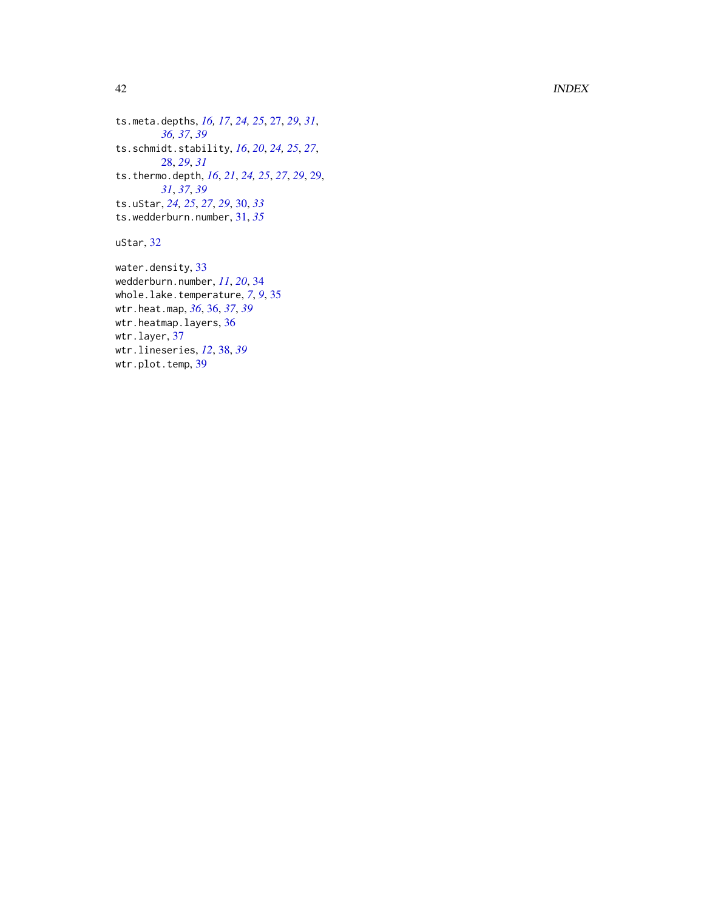ts.meta.depths, *16, 17*, *24, 25*, 27, *29*, *31*, *36, 37*, *39*
ts.schmidt.stability, *16*, *20*, *24, 25*, *27*, 28, *29*, *31*
ts.thermo.depth, *16*, *21*, *24, 25*, *27*, *29*, 29, *31*, *37*, *39*
ts.uStar, *24, 25*, *27*, *29*, 30, *33*
ts.wedderburn.number, 31, *35*

uStar, 32

water.density, 33
wedderburn.number, *11*, *20*, 34
whole.lake.temperature, *7*, *9*, 35
wtr.heat.map, *36*, 36, *37*, *39*
wtr.heatmap.layers, 36
wtr.layer, 37
wtr.lineseries, *12*, 38, *39*
wtr.plot.temp, 39